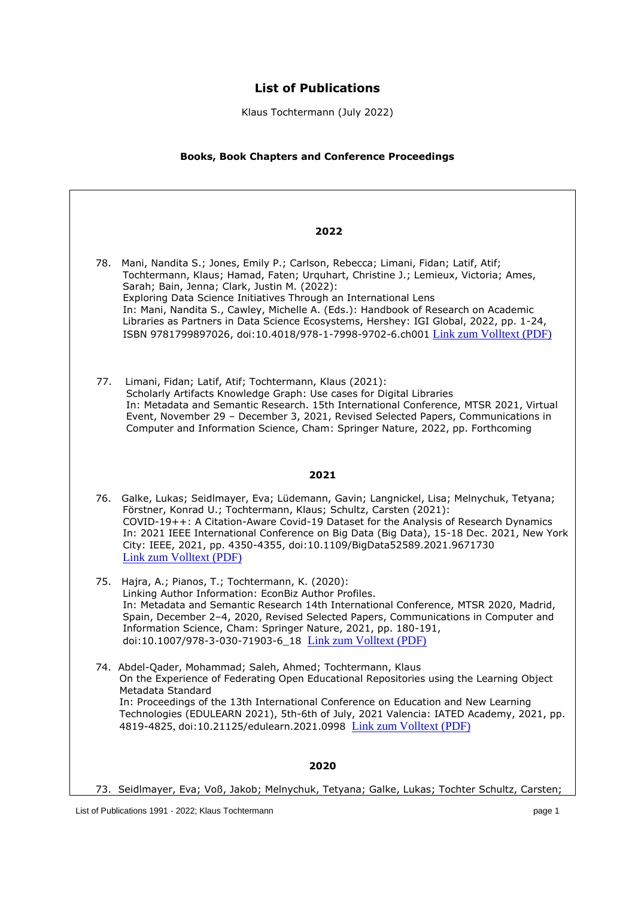# List of Publications

Klaus Tochtermann (July 2022)

## Books, Book Chapters and Conference Proceedings

### 2022

78. Mani, Nandita S.; Jones, Emily P.; Carlson, Rebecca; Limani, Fidan; Latif, Atif; Tochtermann, Klaus; Hamad, Faten; Urquhart, Christine J.; Lemieux, Victoria; Ames, Sarah; Bain, Jenna; Clark, Justin M. (2022):
    Exploring Data Science Initiatives Through an International Lens
    In: Mani, Nandita S., Cawley, Michelle A. (Eds.): Handbook of Research on Academic Libraries as Partners in Data Science Ecosystems, Hershey: IGI Global, 2022, pp. 1-24, ISBN 9781799897026, doi:10.4018/978-1-7998-9702-6.ch001 Link zum Volltext (PDF)

77. Limani, Fidan; Latif, Atif; Tochtermann, Klaus (2021):
    Scholarly Artifacts Knowledge Graph: Use cases for Digital Libraries
    In: Metadata and Semantic Research. 15th International Conference, MTSR 2021, Virtual Event, November 29 – December 3, 2021, Revised Selected Papers, Communications in Computer and Information Science, Cham: Springer Nature, 2022, pp. Forthcoming

### 2021

76. Galke, Lukas; Seidlmayer, Eva; Lüdemann, Gavin; Langnickel, Lisa; Melnychuk, Tetyana; Förstner, Konrad U.; Tochtermann, Klaus; Schultz, Carsten (2021):
    COVID-19++: A Citation-Aware Covid-19 Dataset for the Analysis of Research Dynamics
    In: 2021 IEEE International Conference on Big Data (Big Data), 15-18 Dec. 2021, New York City: IEEE, 2021, pp. 4350-4355, doi:10.1109/BigData52589.2021.9671730
    Link zum Volltext (PDF)

75. Hajra, A.; Pianos, T.; Tochtermann, K. (2020):
    Linking Author Information: EconBiz Author Profiles.
    In: Metadata and Semantic Research 14th International Conference, MTSR 2020, Madrid, Spain, December 2–4, 2020, Revised Selected Papers, Communications in Computer and Information Science, Cham: Springer Nature, 2021, pp. 180-191, doi:10.1007/978-3-030-71903-6_18 Link zum Volltext (PDF)

74. Abdel-Qader, Mohammad; Saleh, Ahmed; Tochtermann, Klaus
    On the Experience of Federating Open Educational Repositories using the Learning Object Metadata Standard
    In: Proceedings of the 13th International Conference on Education and New Learning Technologies (EDULEARN 2021), 5th-6th of July, 2021 Valencia: IATED Academy, 2021, pp. 4819-4825, doi:10.21125/edulearn.2021.0998 Link zum Volltext (PDF)

### 2020

73. Seidlmayer, Eva; Voß, Jakob; Melnychuk, Tetyana; Galke, Lukas; Tochter Schultz, Carsten;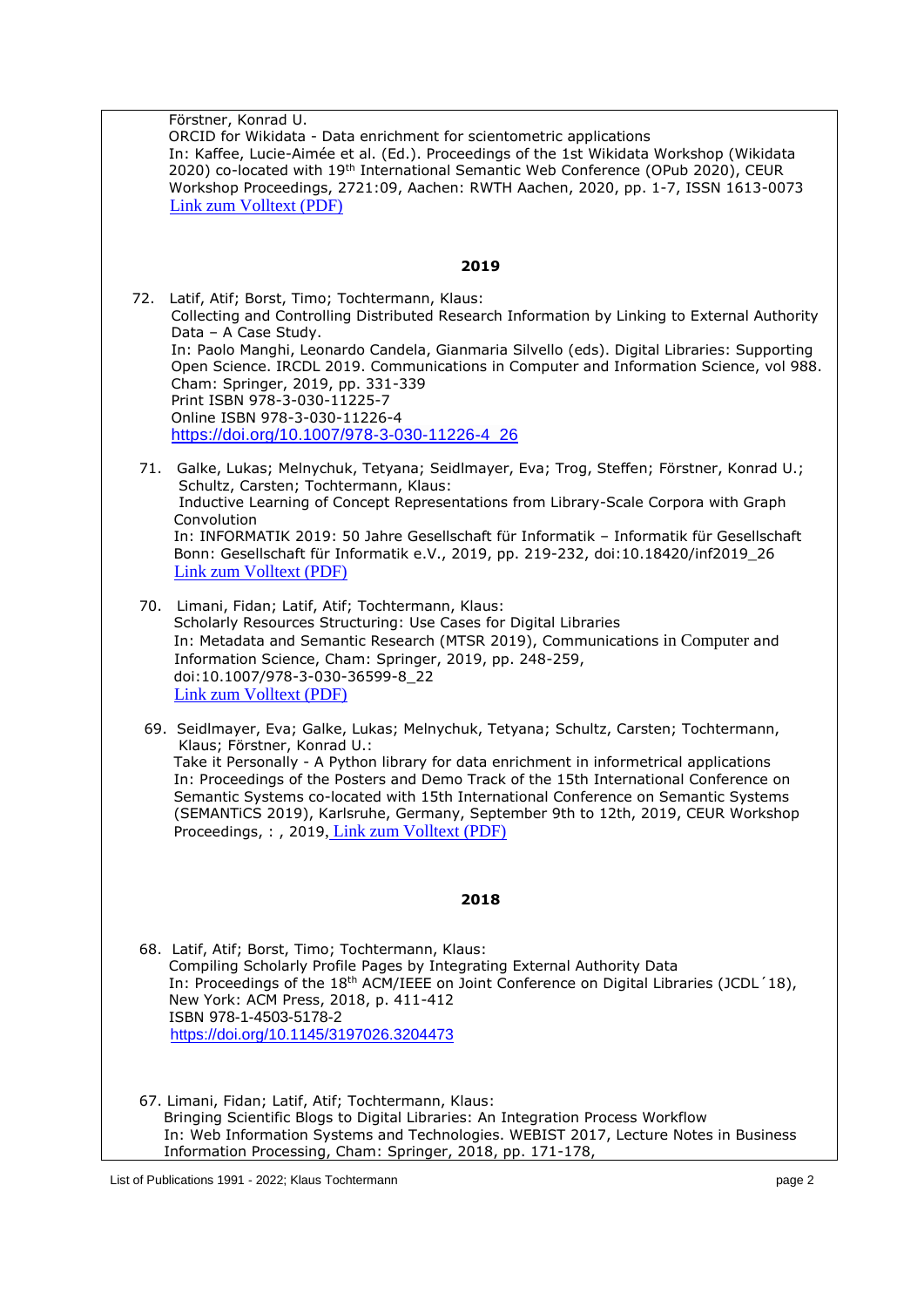Förstner, Konrad U.
ORCID for Wikidata - Data enrichment for scientometric applications
In: Kaffee, Lucie-Aimée et al. (Ed.). Proceedings of the 1st Wikidata Workshop (Wikidata 2020) co-located with 19th International Semantic Web Conference (OPub 2020), CEUR Workshop Proceedings, 2721:09, Aachen: RWTH Aachen, 2020, pp. 1-7, ISSN 1613-0073
Link zum Volltext (PDF)

## 2019

72. Latif, Atif; Borst, Timo; Tochtermann, Klaus:
Collecting and Controlling Distributed Research Information by Linking to External Authority Data – A Case Study.
In: Paolo Manghi, Leonardo Candela, Gianmaria Silvello (eds). Digital Libraries: Supporting Open Science. IRCDL 2019. Communications in Computer and Information Science, vol 988. Cham: Springer, 2019, pp. 331-339
Print ISBN 978-3-030-11225-7
Online ISBN 978-3-030-11226-4
https://doi.org/10.1007/978-3-030-11226-4_26

71. Galke, Lukas; Melnychuk, Tetyana; Seidlmayer, Eva; Trog, Steffen; Förstner, Konrad U.; Schultz, Carsten; Tochtermann, Klaus:
Inductive Learning of Concept Representations from Library-Scale Corpora with Graph Convolution
In: INFORMATIK 2019: 50 Jahre Gesellschaft für Informatik – Informatik für Gesellschaft Bonn: Gesellschaft für Informatik e.V., 2019, pp. 219-232, doi:10.18420/inf2019_26
Link zum Volltext (PDF)

70. Limani, Fidan; Latif, Atif; Tochtermann, Klaus:
Scholarly Resources Structuring: Use Cases for Digital Libraries
In: Metadata and Semantic Research (MTSR 2019), Communications in Computer and Information Science, Cham: Springer, 2019, pp. 248-259, doi:10.1007/978-3-030-36599-8_22
Link zum Volltext (PDF)

69. Seidlmayer, Eva; Galke, Lukas; Melnychuk, Tetyana; Schultz, Carsten; Tochtermann, Klaus; Förstner, Konrad U.:
Take it Personally - A Python library for data enrichment in informetrical applications
In: Proceedings of the Posters and Demo Track of the 15th International Conference on Semantic Systems co-located with 15th International Conference on Semantic Systems (SEMANTiCS 2019), Karlsruhe, Germany, September 9th to 12th, 2019, CEUR Workshop Proceedings, : , 2019, Link zum Volltext (PDF)

## 2018

68. Latif, Atif; Borst, Timo; Tochtermann, Klaus:
Compiling Scholarly Profile Pages by Integrating External Authority Data
In: Proceedings of the 18th ACM/IEEE on Joint Conference on Digital Libraries (JCDL´18), New York: ACM Press, 2018, p. 411-412
ISBN 978-1-4503-5178-2
https://doi.org/10.1145/3197026.3204473

67. Limani, Fidan; Latif, Atif; Tochtermann, Klaus:
Bringing Scientific Blogs to Digital Libraries: An Integration Process Workflow
In: Web Information Systems and Technologies. WEBIST 2017, Lecture Notes in Business Information Processing, Cham: Springer, 2018, pp. 171-178,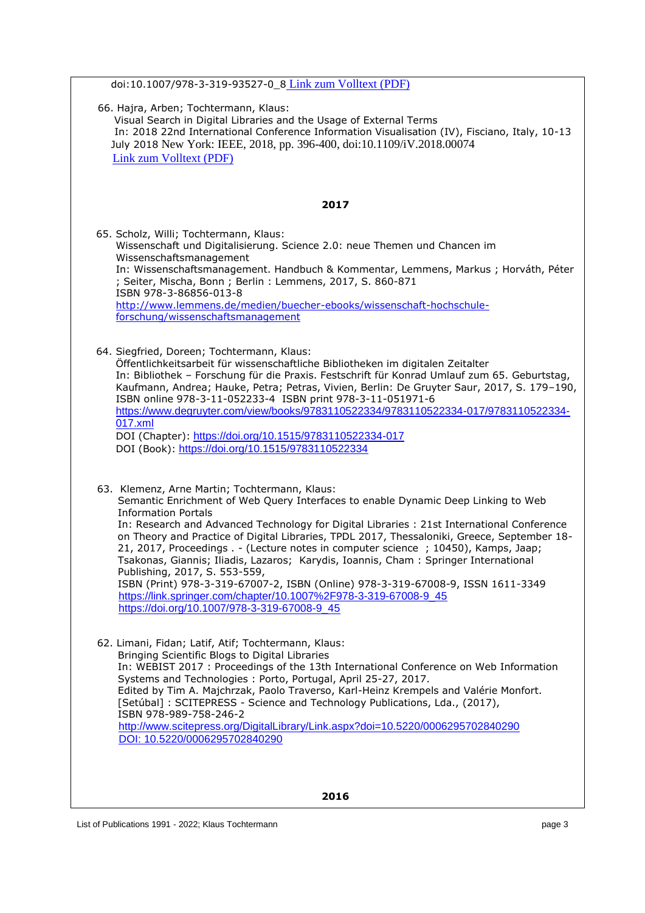doi:10.1007/978-3-319-93527-0_8 Link zum Volltext (PDF)

66. Hajra, Arben; Tochtermann, Klaus:
Visual Search in Digital Libraries and the Usage of External Terms
In: 2018 22nd International Conference Information Visualisation (IV), Fisciano, Italy, 10-13 July 2018 New York: IEEE, 2018, pp. 396-400, doi:10.1109/iV.2018.00074
Link zum Volltext (PDF)

**2017**

65. Scholz, Willi; Tochtermann, Klaus:
Wissenschaft und Digitalisierung. Science 2.0: neue Themen und Chancen im Wissenschaftsmanagement
In: Wissenschaftsmanagement. Handbuch & Kommentar, Lemmens, Markus ; Horváth, Péter ; Seiter, Mischa, Bonn ; Berlin : Lemmens, 2017, S. 860-871
ISBN 978-3-86856-013-8
http://www.lemmens.de/medien/buecher-ebooks/wissenschaft-hochschule-forschung/wissenschaftsmanagement

64. Siegfried, Doreen; Tochtermann, Klaus:
Öffentlichkeitsarbeit für wissenschaftliche Bibliotheken im digitalen Zeitalter
In: Bibliothek – Forschung für die Praxis. Festschrift für Konrad Umlauf zum 65. Geburtstag, Kaufmann, Andrea; Hauke, Petra; Petras, Vivien, Berlin: De Gruyter Saur, 2017, S. 179–190, ISBN online 978-3-11-052233-4 ISBN print 978-3-11-051971-6
https://www.degruyter.com/view/books/9783110522334/9783110522334-017/9783110522334-017.xml
DOI (Chapter): https://doi.org/10.1515/9783110522334-017
DOI (Book): https://doi.org/10.1515/9783110522334

63. Klemenz, Arne Martin; Tochtermann, Klaus:
Semantic Enrichment of Web Query Interfaces to enable Dynamic Deep Linking to Web Information Portals
In: Research and Advanced Technology for Digital Libraries : 21st International Conference on Theory and Practice of Digital Libraries, TPDL 2017, Thessaloniki, Greece, September 18-21, 2017, Proceedings . - (Lecture notes in computer science ; 10450), Kamps, Jaap; Tsakonas, Giannis; Iliadis, Lazaros; Karydis, Ioannis, Cham : Springer International Publishing, 2017, S. 553-559,
ISBN (Print) 978-3-319-67007-2, ISBN (Online) 978-3-319-67008-9, ISSN 1611-3349
https://link.springer.com/chapter/10.1007%2F978-3-319-67008-9_45
https://doi.org/10.1007/978-3-319-67008-9_45

62. Limani, Fidan; Latif, Atif; Tochtermann, Klaus:
Bringing Scientific Blogs to Digital Libraries
In: WEBIST 2017 : Proceedings of the 13th International Conference on Web Information Systems and Technologies : Porto, Portugal, April 25-27, 2017.
Edited by Tim A. Majchrzak, Paolo Traverso, Karl-Heinz Krempels and Valérie Monfort. [Setúbal] : SCITEPRESS - Science and Technology Publications, Lda., (2017),
ISBN 978-989-758-246-2
http://www.scitepress.org/DigitalLibrary/Link.aspx?doi=10.5220/0006295702840290
DOI: 10.5220/0006295702840290

**2016**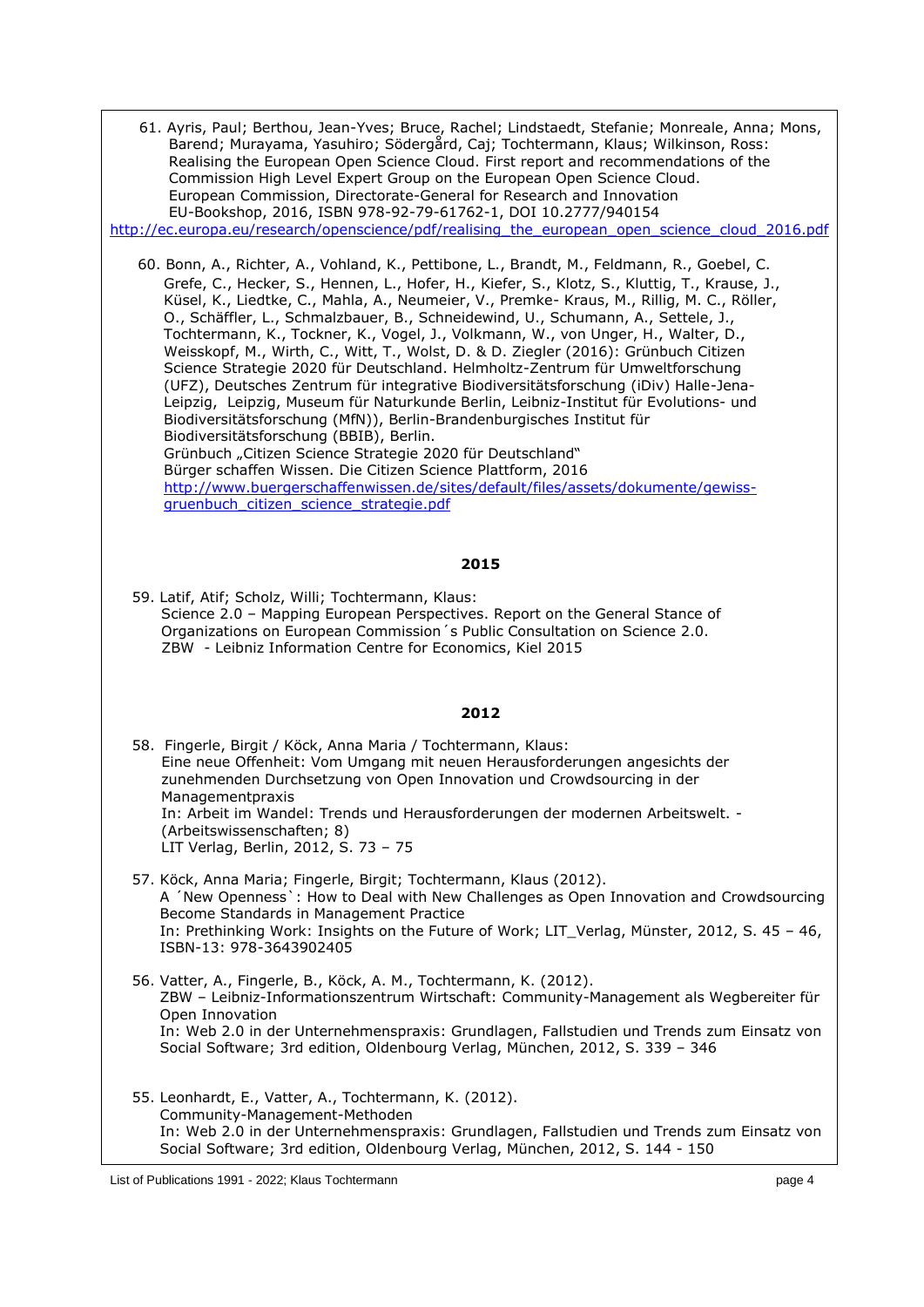61. Ayris, Paul; Berthou, Jean-Yves; Bruce, Rachel; Lindstaedt, Stefanie; Monreale, Anna; Mons, Barend; Murayama, Yasuhiro; Södergård, Caj; Tochtermann, Klaus; Wilkinson, Ross: Realising the European Open Science Cloud. First report and recommendations of the Commission High Level Expert Group on the European Open Science Cloud. European Commission, Directorate-General for Research and Innovation EU-Bookshop, 2016, ISBN 978-92-79-61762-1, DOI 10.2777/940154 http://ec.europa.eu/research/openscience/pdf/realising_the_european_open_science_cloud_2016.pdf

60. Bonn, A., Richter, A., Vohland, K., Pettibone, L., Brandt, M., Feldmann, R., Goebel, C. Grefe, C., Hecker, S., Hennen, L., Hofer, H., Kiefer, S., Klotz, S., Kluttig, T., Krause, J., Küsel, K., Liedtke, C., Mahla, A., Neumeier, V., Premke- Kraus, M., Rillig, M. C., Röller, O., Schäffler, L., Schmalzbauer, B., Schneidewind, U., Schumann, A., Settele, J., Tochtermann, K., Tockner, K., Vogel, J., Volkmann, W., von Unger, H., Walter, D., Weisskopf, M., Wirth, C., Witt, T., Wolst, D. & D. Ziegler (2016): Grünbuch Citizen Science Strategie 2020 für Deutschland. Helmholtz-Zentrum für Umweltforschung (UFZ), Deutsches Zentrum für integrative Biodiversitätsforschung (iDiv) Halle-Jena-Leipzig, Leipzig, Museum für Naturkunde Berlin, Leibniz-Institut für Evolutions- und Biodiversitätsforschung (MfN)), Berlin-Brandenburgisches Institut für Biodiversitätsforschung (BBIB), Berlin.
 Grünbuch „Citizen Science Strategie 2020 für Deutschland"
 Bürger schaffen Wissen. Die Citizen Science Plattform, 2016
 http://www.buergerschaffenwissen.de/sites/default/files/assets/dokumente/gewiss-gruenbuch_citizen_science_strategie.pdf

**2015**

59. Latif, Atif; Scholz, Willi; Tochtermann, Klaus:
 Science 2.0 – Mapping European Perspectives. Report on the General Stance of Organizations on European Commission´s Public Consultation on Science 2.0.
 ZBW - Leibniz Information Centre for Economics, Kiel 2015

**2012**

58. Fingerle, Birgit / Köck, Anna Maria / Tochtermann, Klaus:
 Eine neue Offenheit: Vom Umgang mit neuen Herausforderungen angesichts der zunehmenden Durchsetzung von Open Innovation und Crowdsourcing in der Managementpraxis
 In: Arbeit im Wandel: Trends und Herausforderungen der modernen Arbeitswelt. - (Arbeitswissenschaften; 8)
 LIT Verlag, Berlin, 2012, S. 73 – 75

57. Köck, Anna Maria; Fingerle, Birgit; Tochtermann, Klaus (2012).
 A ´New Openness`: How to Deal with New Challenges as Open Innovation and Crowdsourcing Become Standards in Management Practice
 In: Prethinking Work: Insights on the Future of Work; LIT_Verlag, Münster, 2012, S. 45 – 46, ISBN-13: 978-3643902405

56. Vatter, A., Fingerle, B., Köck, A. M., Tochtermann, K. (2012).
 ZBW – Leibniz-Informationszentrum Wirtschaft: Community-Management als Wegbereiter für Open Innovation
 In: Web 2.0 in der Unternehmenspraxis: Grundlagen, Fallstudien und Trends zum Einsatz von Social Software; 3rd edition, Oldenbourg Verlag, München, 2012, S. 339 – 346

55. Leonhardt, E., Vatter, A., Tochtermann, K. (2012).
 Community-Management-Methoden
 In: Web 2.0 in der Unternehmenspraxis: Grundlagen, Fallstudien und Trends zum Einsatz von Social Software; 3rd edition, Oldenbourg Verlag, München, 2012, S. 144 - 150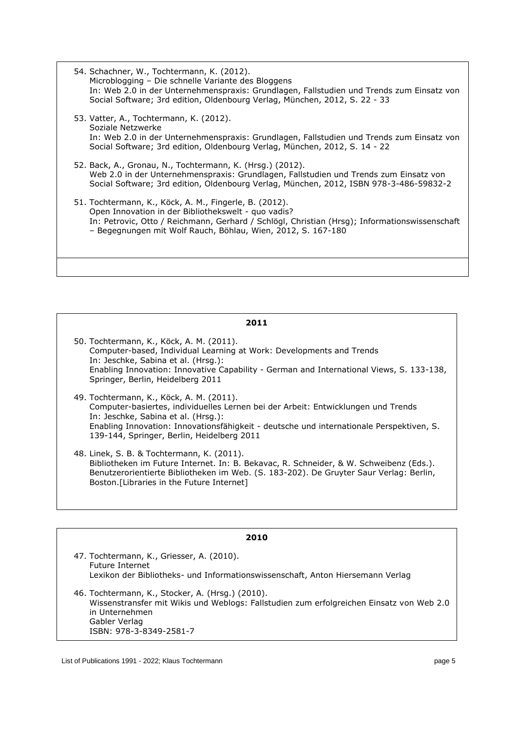54. Schachner, W., Tochtermann, K. (2012).
    Microblogging – Die schnelle Variante des Bloggens
    In: Web 2.0 in der Unternehmenspraxis: Grundlagen, Fallstudien und Trends zum Einsatz von Social Software; 3rd edition, Oldenbourg Verlag, München, 2012, S. 22 - 33

53. Vatter, A., Tochtermann, K. (2012).
    Soziale Netzwerke
    In: Web 2.0 in der Unternehmenspraxis: Grundlagen, Fallstudien und Trends zum Einsatz von Social Software; 3rd edition, Oldenbourg Verlag, München, 2012, S. 14 - 22

52. Back, A., Gronau, N., Tochtermann, K. (Hrsg.) (2012).
    Web 2.0 in der Unternehmenspraxis: Grundlagen, Fallstudien und Trends zum Einsatz von Social Software; 3rd edition, Oldenbourg Verlag, München, 2012, ISBN 978-3-486-59832-2

51. Tochtermann, K., Köck, A. M., Fingerle, B. (2012).
    Open Innovation in der Bibliothekswelt - quo vadis?
    In: Petrovic, Otto / Reichmann, Gerhard / Schlögl, Christian (Hrsg); Informationswissenschaft – Begegnungen mit Wolf Rauch, Böhlau, Wien, 2012, S. 167-180

## 2011

50. Tochtermann, K., Köck, A. M. (2011).
    Computer-based, Individual Learning at Work: Developments and Trends
    In: Jeschke, Sabina et al. (Hrsg.):
    Enabling Innovation: Innovative Capability - German and International Views, S. 133-138, Springer, Berlin, Heidelberg 2011

49. Tochtermann, K., Köck, A. M. (2011).
    Computer-basiertes, individuelles Lernen bei der Arbeit: Entwicklungen und Trends
    In: Jeschke, Sabina et al. (Hrsg.):
    Enabling Innovation: Innovationsfähigkeit - deutsche und internationale Perspektiven, S. 139-144, Springer, Berlin, Heidelberg 2011

48. Linek, S. B. & Tochtermann, K. (2011).
    Bibliotheken im Future Internet. In: B. Bekavac, R. Schneider, & W. Schweibenz (Eds.). Benutzerorientierte Bibliotheken im Web. (S. 183-202). De Gruyter Saur Verlag: Berlin, Boston.[Libraries in the Future Internet]

## 2010

47. Tochtermann, K., Griesser, A. (2010).
    Future Internet
    Lexikon der Bibliotheks- und Informationswissenschaft, Anton Hiersemann Verlag

46. Tochtermann, K., Stocker, A. (Hrsg.) (2010).
    Wissenstransfer mit Wikis und Weblogs: Fallstudien zum erfolgreichen Einsatz von Web 2.0 in Unternehmen
    Gabler Verlag
    ISBN: 978-3-8349-2581-7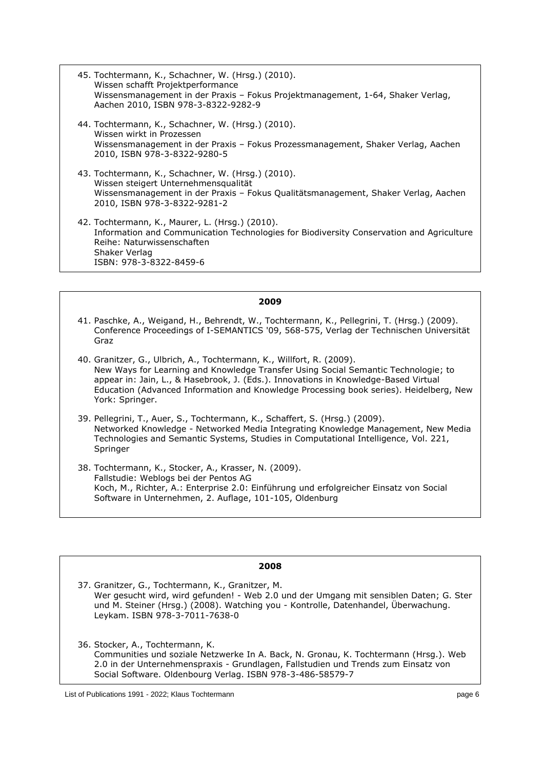45. Tochtermann, K., Schachner, W. (Hrsg.) (2010).
    Wissen schafft Projektperformance
    Wissensmanagement in der Praxis – Fokus Projektmanagement, 1-64, Shaker Verlag, Aachen 2010, ISBN 978-3-8322-9282-9

44. Tochtermann, K., Schachner, W. (Hrsg.) (2010).
    Wissen wirkt in Prozessen
    Wissensmanagement in der Praxis – Fokus Prozessmanagement, Shaker Verlag, Aachen 2010, ISBN 978-3-8322-9280-5

43. Tochtermann, K., Schachner, W. (Hrsg.) (2010).
    Wissen steigert Unternehmensqualität
    Wissensmanagement in der Praxis – Fokus Qualitätsmanagement, Shaker Verlag, Aachen 2010, ISBN 978-3-8322-9281-2

42. Tochtermann, K., Maurer, L. (Hrsg.) (2010).
    Information and Communication Technologies for Biodiversity Conservation and Agriculture
    Reihe: Naturwissenschaften
    Shaker Verlag
    ISBN: 978-3-8322-8459-6

## 2009

41. Paschke, A., Weigand, H., Behrendt, W., Tochtermann, K., Pellegrini, T. (Hrsg.) (2009).
    Conference Proceedings of I-SEMANTICS '09, 568-575, Verlag der Technischen Universität Graz

40. Granitzer, G., Ulbrich, A., Tochtermann, K., Willfort, R. (2009).
    New Ways for Learning and Knowledge Transfer Using Social Semantic Technologie; to appear in: Jain, L., & Hasebrook, J. (Eds.). Innovations in Knowledge-Based Virtual Education (Advanced Information and Knowledge Processing book series). Heidelberg, New York: Springer.

39. Pellegrini, T., Auer, S., Tochtermann, K., Schaffert, S. (Hrsg.) (2009).
    Networked Knowledge - Networked Media Integrating Knowledge Management, New Media Technologies and Semantic Systems, Studies in Computational Intelligence, Vol. 221, Springer

38. Tochtermann, K., Stocker, A., Krasser, N. (2009).
    Fallstudie: Weblogs bei der Pentos AG
    Koch, M., Richter, A.: Enterprise 2.0: Einführung und erfolgreicher Einsatz von Social Software in Unternehmen, 2. Auflage, 101-105, Oldenburg

## 2008

37. Granitzer, G., Tochtermann, K., Granitzer, M.
    Wer gesucht wird, wird gefunden! - Web 2.0 und der Umgang mit sensiblen Daten; G. Ster und M. Steiner (Hrsg.) (2008). Watching you - Kontrolle, Datenhandel, Überwachung. Leykam. ISBN 978-3-7011-7638-0

36. Stocker, A., Tochtermann, K.
    Communities und soziale Netzwerke In A. Back, N. Gronau, K. Tochtermann (Hrsg.). Web 2.0 in der Unternehmenspraxis - Grundlagen, Fallstudien und Trends zum Einsatz von Social Software. Oldenbourg Verlag. ISBN 978-3-486-58579-7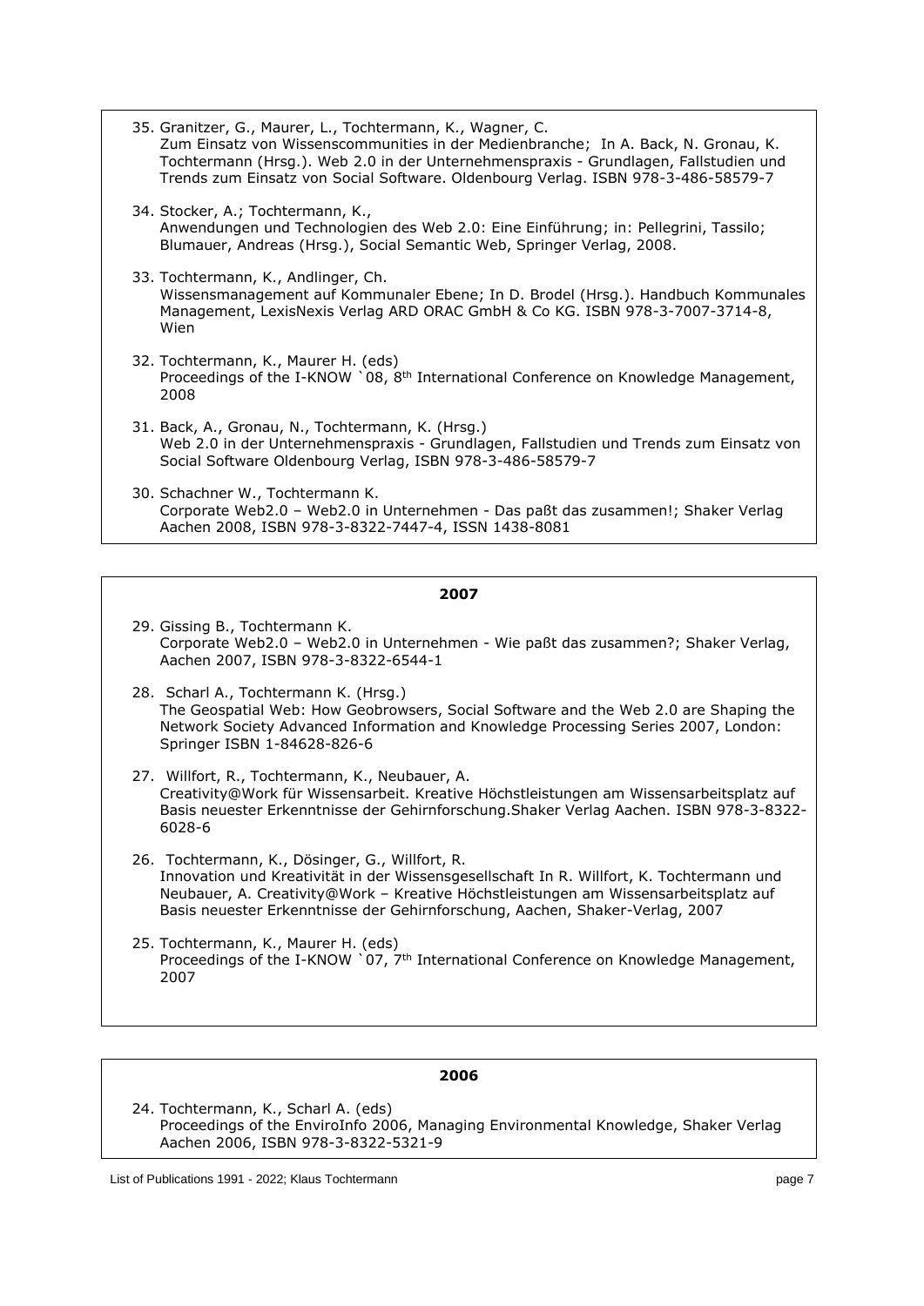35. Granitzer, G., Maurer, L., Tochtermann, K., Wagner, C.
    Zum Einsatz von Wissenscommunities in der Medienbranche; In A. Back, N. Gronau, K. Tochtermann (Hrsg.). Web 2.0 in der Unternehmenspraxis - Grundlagen, Fallstudien und Trends zum Einsatz von Social Software. Oldenbourg Verlag. ISBN 978-3-486-58579-7

34. Stocker, A.; Tochtermann, K.,
    Anwendungen und Technologien des Web 2.0: Eine Einführung; in: Pellegrini, Tassilo; Blumauer, Andreas (Hrsg.), Social Semantic Web, Springer Verlag, 2008.

33. Tochtermann, K., Andlinger, Ch.
    Wissensmanagement auf Kommunaler Ebene; In D. Brodel (Hrsg.). Handbuch Kommunales Management, LexisNexis Verlag ARD ORAC GmbH & Co KG. ISBN 978-3-7007-3714-8, Wien

32. Tochtermann, K., Maurer H. (eds)
    Proceedings of the I-KNOW `08, 8th International Conference on Knowledge Management, 2008

31. Back, A., Gronau, N., Tochtermann, K. (Hrsg.)
    Web 2.0 in der Unternehmenspraxis - Grundlagen, Fallstudien und Trends zum Einsatz von Social Software Oldenbourg Verlag, ISBN 978-3-486-58579-7

30. Schachner W., Tochtermann K.
    Corporate Web2.0 – Web2.0 in Unternehmen - Das paßt das zusammen!; Shaker Verlag Aachen 2008, ISBN 978-3-8322-7447-4, ISSN 1438-8081

## 2007

29. Gissing B., Tochtermann K.
    Corporate Web2.0 – Web2.0 in Unternehmen - Wie paßt das zusammen?; Shaker Verlag, Aachen 2007, ISBN 978-3-8322-6544-1

28. Scharl A., Tochtermann K. (Hrsg.)
    The Geospatial Web: How Geobrowsers, Social Software and the Web 2.0 are Shaping the Network Society Advanced Information and Knowledge Processing Series 2007, London: Springer ISBN 1-84628-826-6

27. Willfort, R., Tochtermann, K., Neubauer, A.
    Creativity@Work für Wissensarbeit. Kreative Höchstleistungen am Wissensarbeitsplatz auf Basis neuester Erkenntnisse der Gehirnforschung.Shaker Verlag Aachen. ISBN 978-3-8322-6028-6

26. Tochtermann, K., Dösinger, G., Willfort, R.
    Innovation und Kreativität in der Wissensgesellschaft In R. Willfort, K. Tochtermann und Neubauer, A. Creativity@Work – Kreative Höchstleistungen am Wissensarbeitsplatz auf Basis neuester Erkenntnisse der Gehirnforschung, Aachen, Shaker-Verlag, 2007

25. Tochtermann, K., Maurer H. (eds)
    Proceedings of the I-KNOW `07, 7th International Conference on Knowledge Management, 2007

## 2006

24. Tochtermann, K., Scharl A. (eds)
    Proceedings of the EnviroInfo 2006, Managing Environmental Knowledge, Shaker Verlag Aachen 2006, ISBN 978-3-8322-5321-9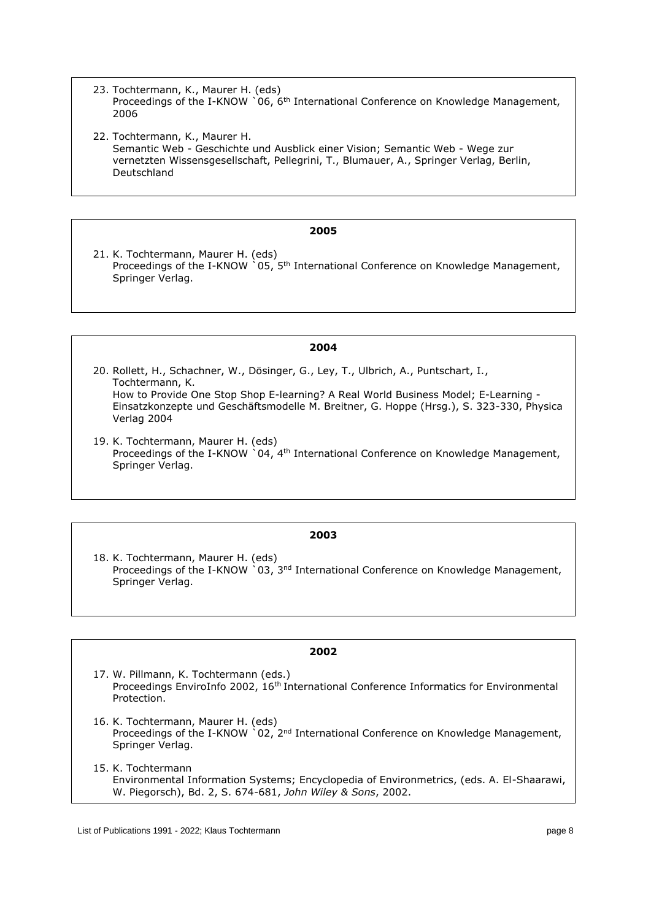23. Tochtermann, K., Maurer H. (eds)
    Proceedings of the I-KNOW `06, 6th International Conference on Knowledge Management, 2006

22. Tochtermann, K., Maurer H.
    Semantic Web - Geschichte und Ausblick einer Vision; Semantic Web - Wege zur vernetzten Wissensgesellschaft, Pellegrini, T., Blumauer, A., Springer Verlag, Berlin, Deutschland

**2005**

21. K. Tochtermann, Maurer H. (eds)
    Proceedings of the I-KNOW `05, 5th International Conference on Knowledge Management, Springer Verlag.

**2004**

20. Rollett, H., Schachner, W., Dösinger, G., Ley, T., Ulbrich, A., Puntschart, I., Tochtermann, K.
    How to Provide One Stop Shop E-learning? A Real World Business Model; E-Learning - Einsatzkonzepte und Geschäftsmodelle M. Breitner, G. Hoppe (Hrsg.), S. 323-330, Physica Verlag 2004

19. K. Tochtermann, Maurer H. (eds)
    Proceedings of the I-KNOW `04, 4th International Conference on Knowledge Management, Springer Verlag.

**2003**

18. K. Tochtermann, Maurer H. (eds)
    Proceedings of the I-KNOW `03, 3nd International Conference on Knowledge Management, Springer Verlag.

**2002**

17. W. Pillmann, K. Tochtermann (eds.)
    Proceedings EnviroInfo 2002, 16th International Conference Informatics for Environmental Protection.

16. K. Tochtermann, Maurer H. (eds)
    Proceedings of the I-KNOW `02, 2nd International Conference on Knowledge Management, Springer Verlag.

15. K. Tochtermann
    Environmental Information Systems; Encyclopedia of Environmetrics, (eds. A. El-Shaarawi, W. Piegorsch), Bd. 2, S. 674-681, *John Wiley & Sons*, 2002.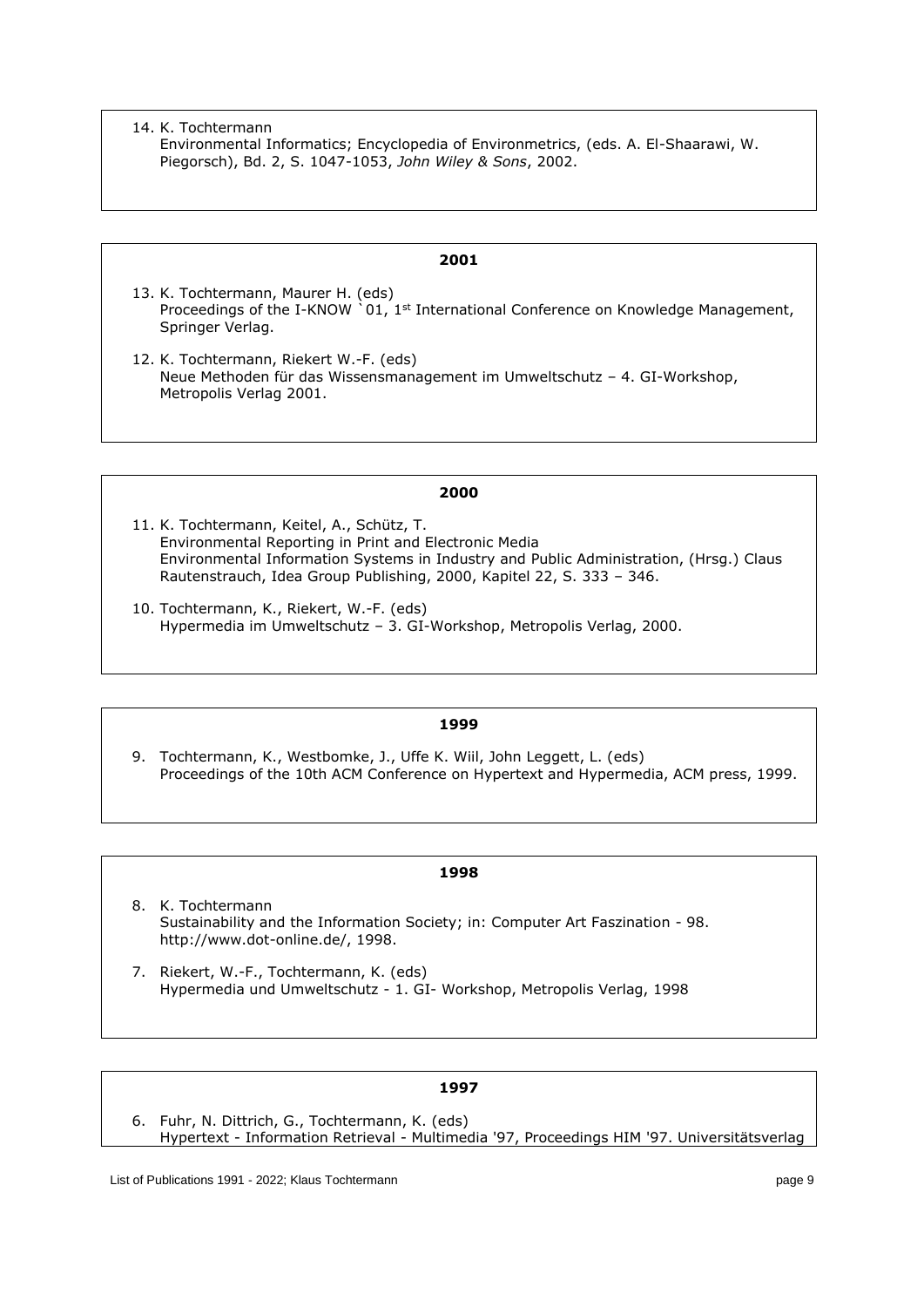14. K. Tochtermann
    Environmental Informatics; Encyclopedia of Environmetrics, (eds. A. El-Shaarawi, W. Piegorsch), Bd. 2, S. 1047-1053, *John Wiley & Sons*, 2002.

## 2001

13. K. Tochtermann, Maurer H. (eds)
    Proceedings of the I-KNOW `01, 1st International Conference on Knowledge Management, Springer Verlag.

12. K. Tochtermann, Riekert W.-F. (eds)
    Neue Methoden für das Wissensmanagement im Umweltschutz – 4. GI-Workshop, Metropolis Verlag 2001.

## 2000

11. K. Tochtermann, Keitel, A., Schütz, T.
    Environmental Reporting in Print and Electronic Media
    Environmental Information Systems in Industry and Public Administration, (Hrsg.) Claus Rautenstrauch, Idea Group Publishing, 2000, Kapitel 22, S. 333 – 346.

10. Tochtermann, K., Riekert, W.-F. (eds)
    Hypermedia im Umweltschutz – 3. GI-Workshop, Metropolis Verlag, 2000.

## 1999

9. Tochtermann, K., Westbomke, J., Uffe K. Wiil, John Leggett, L. (eds)
   Proceedings of the 10th ACM Conference on Hypertext and Hypermedia, ACM press, 1999.

## 1998

8. K. Tochtermann
   Sustainability and the Information Society; in: Computer Art Faszination - 98. http://www.dot-online.de/, 1998.

7. Riekert, W.-F., Tochtermann, K. (eds)
   Hypermedia und Umweltschutz - 1. GI- Workshop, Metropolis Verlag, 1998

## 1997

6. Fuhr, N. Dittrich, G., Tochtermann, K. (eds)
   Hypertext - Information Retrieval - Multimedia '97, Proceedings HIM '97. Universitätsverlag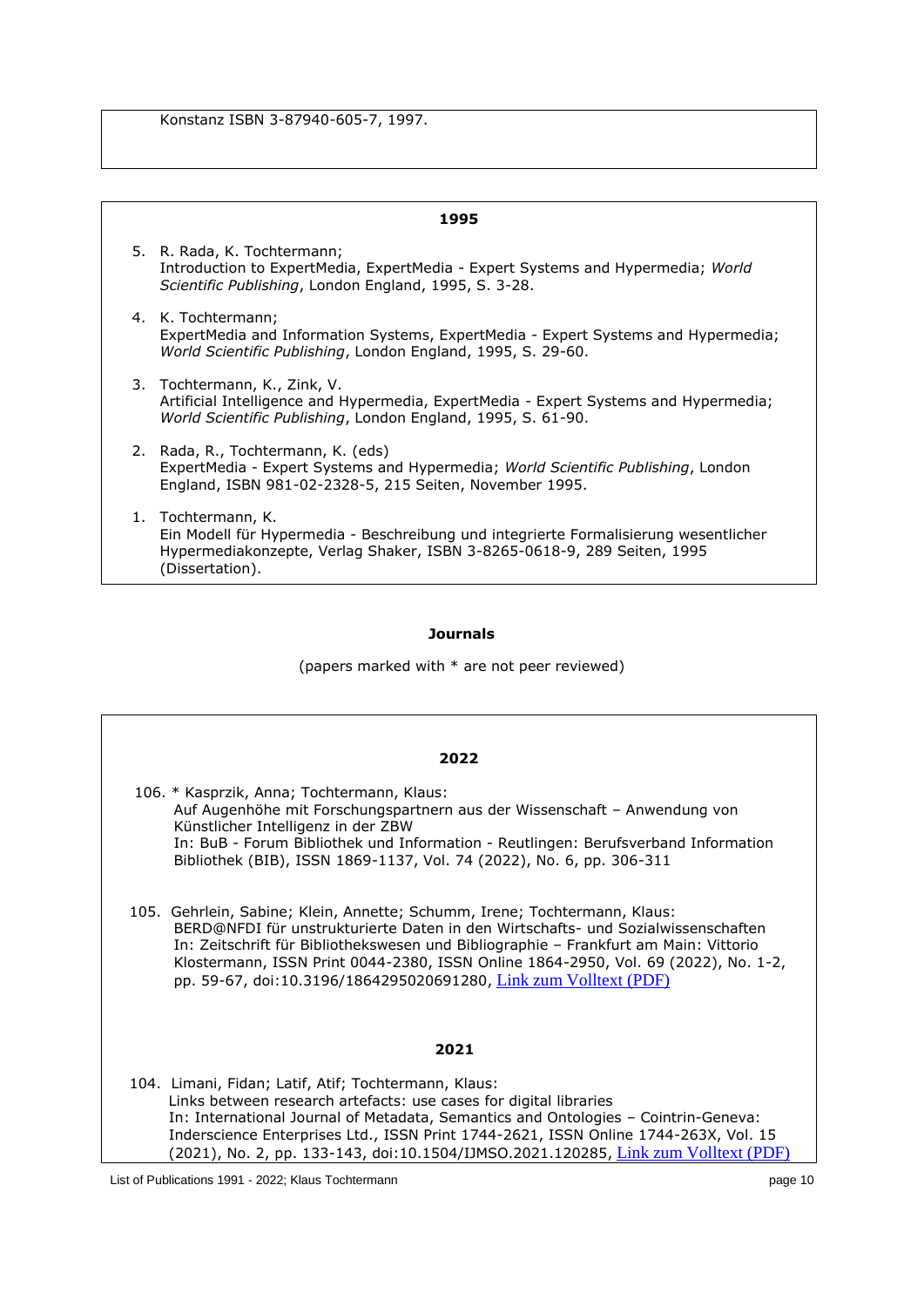Konstanz ISBN 3-87940-605-7, 1997.

### 1995

5. R. Rada, K. Tochtermann;
Introduction to ExpertMedia, ExpertMedia - Expert Systems and Hypermedia; *World Scientific Publishing*, London England, 1995, S. 3-28.

4. K. Tochtermann;
ExpertMedia and Information Systems, ExpertMedia - Expert Systems and Hypermedia; *World Scientific Publishing*, London England, 1995, S. 29-60.

3. Tochtermann, K., Zink, V.
Artificial Intelligence and Hypermedia, ExpertMedia - Expert Systems and Hypermedia; *World Scientific Publishing*, London England, 1995, S. 61-90.

2. Rada, R., Tochtermann, K. (eds)
ExpertMedia - Expert Systems and Hypermedia; *World Scientific Publishing*, London England, ISBN 981-02-2328-5, 215 Seiten, November 1995.

1. Tochtermann, K.
Ein Modell für Hypermedia - Beschreibung und integrierte Formalisierung wesentlicher Hypermediakonzepte, Verlag Shaker, ISBN 3-8265-0618-9, 289 Seiten, 1995 (Dissertation).

## Journals

(papers marked with * are not peer reviewed)

### 2022

106. * Kasprzik, Anna; Tochtermann, Klaus:
Auf Augenhöhe mit Forschungspartnern aus der Wissenschaft – Anwendung von Künstlicher Intelligenz in der ZBW
In: BuB - Forum Bibliothek und Information - Reutlingen: Berufsverband Information Bibliothek (BIB), ISSN 1869-1137, Vol. 74 (2022), No. 6, pp. 306-311

105. Gehrlein, Sabine; Klein, Annette; Schumm, Irene; Tochtermann, Klaus:
BERD@NFDI für unstrukturierte Daten in den Wirtschafts- und Sozialwissenschaften
In: Zeitschrift für Bibliothekswesen und Bibliographie – Frankfurt am Main: Vittorio Klostermann, ISSN Print 0044-2380, ISSN Online 1864-2950, Vol. 69 (2022), No. 1-2, pp. 59-67, doi:10.3196/1864295020691280, Link zum Volltext (PDF)

### 2021

104. Limani, Fidan; Latif, Atif; Tochtermann, Klaus:
Links between research artefacts: use cases for digital libraries
In: International Journal of Metadata, Semantics and Ontologies – Cointrin-Geneva: Inderscience Enterprises Ltd., ISSN Print 1744-2621, ISSN Online 1744-263X, Vol. 15 (2021), No. 2, pp. 133-143, doi:10.1504/IJMSO.2021.120285, Link zum Volltext (PDF)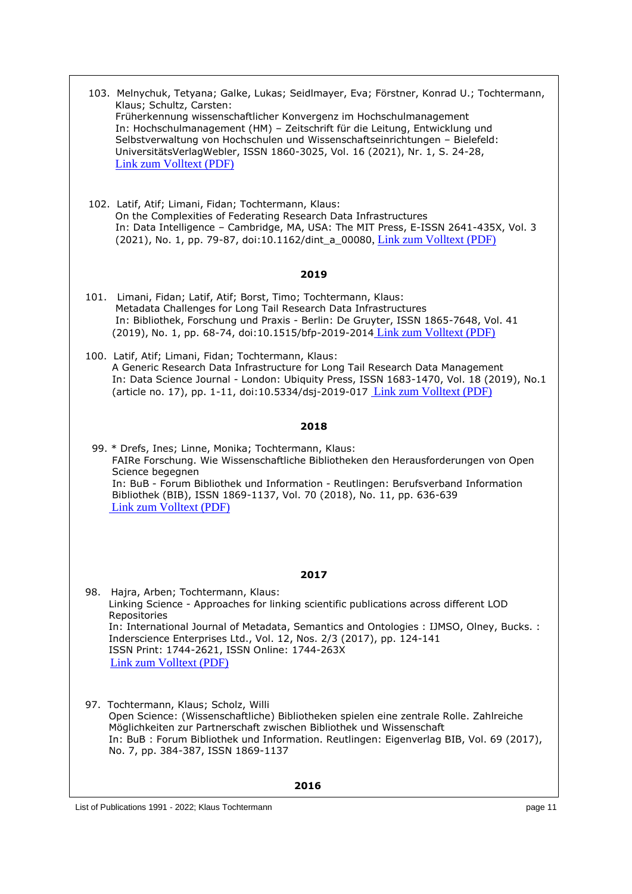103. Melnychuk, Tetyana; Galke, Lukas; Seidlmayer, Eva; Förstner, Konrad U.; Tochtermann, Klaus; Schultz, Carsten:
Früherkennung wissenschaftlicher Konvergenz im Hochschulmanagement
In: Hochschulmanagement (HM) – Zeitschrift für die Leitung, Entwicklung und Selbstverwaltung von Hochschulen und Wissenschaftseinrichtungen – Bielefeld: UniversitätsVerlagWebler, ISSN 1860-3025, Vol. 16 (2021), Nr. 1, S. 24-28,
Link zum Volltext (PDF)

102. Latif, Atif; Limani, Fidan; Tochtermann, Klaus:
On the Complexities of Federating Research Data Infrastructures
In: Data Intelligence – Cambridge, MA, USA: The MIT Press, E-ISSN 2641-435X, Vol. 3 (2021), No. 1, pp. 79-87, doi:10.1162/dint_a_00080, Link zum Volltext (PDF)

**2019**

101. Limani, Fidan; Latif, Atif; Borst, Timo; Tochtermann, Klaus:
Metadata Challenges for Long Tail Research Data Infrastructures
In: Bibliothek, Forschung und Praxis - Berlin: De Gruyter, ISSN 1865-7648, Vol. 41 (2019), No. 1, pp. 68-74, doi:10.1515/bfp-2019-2014 Link zum Volltext (PDF)

100. Latif, Atif; Limani, Fidan; Tochtermann, Klaus:
A Generic Research Data Infrastructure for Long Tail Research Data Management
In: Data Science Journal - London: Ubiquity Press, ISSN 1683-1470, Vol. 18 (2019), No.1 (article no. 17), pp. 1-11, doi:10.5334/dsj-2019-017 Link zum Volltext (PDF)

**2018**

99. * Drefs, Ines; Linne, Monika; Tochtermann, Klaus:
FAIRe Forschung. Wie Wissenschaftliche Bibliotheken den Herausforderungen von Open Science begegnen
In: BuB - Forum Bibliothek und Information - Reutlingen: Berufsverband Information Bibliothek (BIB), ISSN 1869-1137, Vol. 70 (2018), No. 11, pp. 636-639
Link zum Volltext (PDF)

**2017**

98. Hajra, Arben; Tochtermann, Klaus:
Linking Science - Approaches for linking scientific publications across different LOD Repositories
In: International Journal of Metadata, Semantics and Ontologies : IJMSO, Olney, Bucks. : Inderscience Enterprises Ltd., Vol. 12, Nos. 2/3 (2017), pp. 124-141
ISSN Print: 1744-2621, ISSN Online: 1744-263X
Link zum Volltext (PDF)

97. Tochtermann, Klaus; Scholz, Willi
Open Science: (Wissenschaftliche) Bibliotheken spielen eine zentrale Rolle. Zahlreiche Möglichkeiten zur Partnerschaft zwischen Bibliothek und Wissenschaft
In: BuB : Forum Bibliothek und Information. Reutlingen: Eigenverlag BIB, Vol. 69 (2017), No. 7, pp. 384-387, ISSN 1869-1137

**2016**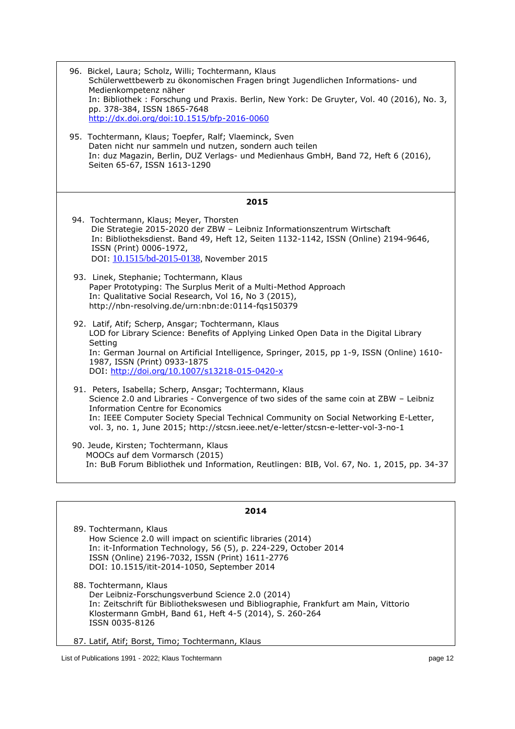96. Bickel, Laura; Scholz, Willi; Tochtermann, Klaus
Schülerwettbewerb zu ökonomischen Fragen bringt Jugendlichen Informations- und Medienkompetenz näher
In: Bibliothek : Forschung und Praxis. Berlin, New York: De Gruyter, Vol. 40 (2016), No. 3, pp. 378-384, ISSN 1865-7648
http://dx.doi.org/doi:10.1515/bfp-2016-0060

95. Tochtermann, Klaus; Toepfer, Ralf; Vlaeminck, Sven
Daten nicht nur sammeln und nutzen, sondern auch teilen
In: duz Magazin, Berlin, DUZ Verlags- und Medienhaus GmbH, Band 72, Heft 6 (2016), Seiten 65-67, ISSN 1613-1290

## 2015

94. Tochtermann, Klaus; Meyer, Thorsten
Die Strategie 2015-2020 der ZBW – Leibniz Informationszentrum Wirtschaft
In: Bibliotheksdienst. Band 49, Heft 12, Seiten 1132-1142, ISSN (Online) 2194-9646, ISSN (Print) 0006-1972,
DOI: 10.1515/bd-2015-0138, November 2015

93. Linek, Stephanie; Tochtermann, Klaus
Paper Prototyping: The Surplus Merit of a Multi-Method Approach
In: Qualitative Social Research, Vol 16, No 3 (2015),
http://nbn-resolving.de/urn:nbn:de:0114-fqs150379

92. Latif, Atif; Scherp, Ansgar; Tochtermann, Klaus
LOD for Library Science: Benefits of Applying Linked Open Data in the Digital Library Setting
In: German Journal on Artificial Intelligence, Springer, 2015, pp 1-9, ISSN (Online) 1610-1987, ISSN (Print) 0933-1875
DOI: http://doi.org/10.1007/s13218-015-0420-x

91. Peters, Isabella; Scherp, Ansgar; Tochtermann, Klaus
Science 2.0 and Libraries - Convergence of two sides of the same coin at ZBW – Leibniz Information Centre for Economics
In: IEEE Computer Society Special Technical Community on Social Networking E-Letter, vol. 3, no. 1, June 2015; http://stcsn.ieee.net/e-letter/stcsn-e-letter-vol-3-no-1

90. Jeude, Kirsten; Tochtermann, Klaus
MOOCs auf dem Vormarsch (2015)
In: BuB Forum Bibliothek und Information, Reutlingen: BIB, Vol. 67, No. 1, 2015, pp. 34-37

## 2014

89. Tochtermann, Klaus
How Science 2.0 will impact on scientific libraries (2014)
In: it-Information Technology, 56 (5), p. 224-229, October 2014
ISSN (Online) 2196-7032, ISSN (Print) 1611-2776
DOI: 10.1515/itit-2014-1050, September 2014

88. Tochtermann, Klaus
Der Leibniz-Forschungsverbund Science 2.0 (2014)
In: Zeitschrift für Bibliothekswesen und Bibliographie, Frankfurt am Main, Vittorio Klostermann GmbH, Band 61, Heft 4-5 (2014), S. 260-264
ISSN 0035-8126

87. Latif, Atif; Borst, Timo; Tochtermann, Klaus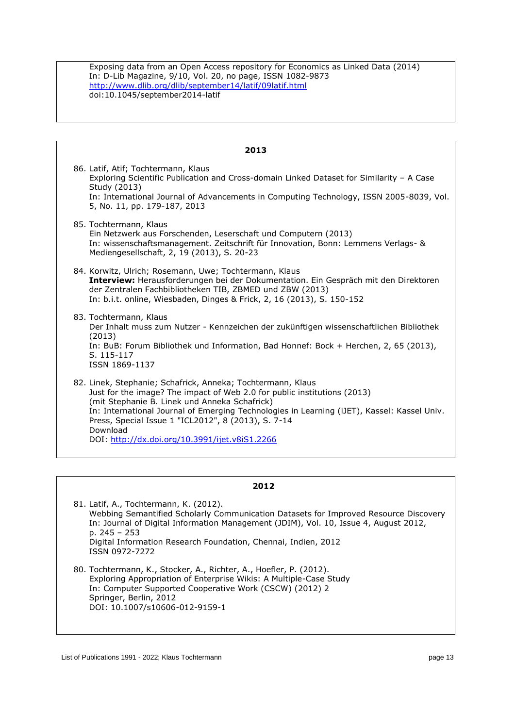Exposing data from an Open Access repository for Economics as Linked Data (2014)
In: D-Lib Magazine, 9/10, Vol. 20, no page, ISSN 1082-9873
http://www.dlib.org/dlib/september14/latif/09latif.html
doi:10.1045/september2014-latif

## 2013

86. Latif, Atif; Tochtermann, Klaus
    Exploring Scientific Publication and Cross-domain Linked Dataset for Similarity – A Case Study (2013)
    In: International Journal of Advancements in Computing Technology, ISSN 2005-8039, Vol. 5, No. 11, pp. 179-187, 2013

85. Tochtermann, Klaus
    Ein Netzwerk aus Forschenden, Leserschaft und Computern (2013)
    In: wissenschaftsmanagement. Zeitschrift für Innovation, Bonn: Lemmens Verlags- & Mediengesellschaft, 2, 19 (2013), S. 20-23

84. Korwitz, Ulrich; Rosemann, Uwe; Tochtermann, Klaus
    **Interview:** Herausforderungen bei der Dokumentation. Ein Gespräch mit den Direktoren der Zentralen Fachbibliotheken TIB, ZBMED und ZBW (2013)
    In: b.i.t. online, Wiesbaden, Dinges & Frick, 2, 16 (2013), S. 150-152

83. Tochtermann, Klaus
    Der Inhalt muss zum Nutzer - Kennzeichen der zukünftigen wissenschaftlichen Bibliothek (2013)
    In: BuB: Forum Bibliothek und Information, Bad Honnef: Bock + Herchen, 2, 65 (2013), S. 115-117
    ISSN 1869-1137

82. Linek, Stephanie; Schafrick, Anneka; Tochtermann, Klaus
    Just for the image? The impact of Web 2.0 for public institutions (2013)
    (mit Stephanie B. Linek und Anneka Schafrick)
    In: International Journal of Emerging Technologies in Learning (iJET), Kassel: Kassel Univ. Press, Special Issue 1 "ICL2012", 8 (2013), S. 7-14
    Download
    DOI: http://dx.doi.org/10.3991/ijet.v8iS1.2266

## 2012

81. Latif, A., Tochtermann, K. (2012).
    Webbing Semantified Scholarly Communication Datasets for Improved Resource Discovery
    In: Journal of Digital Information Management (JDIM), Vol. 10, Issue 4, August 2012, p. 245 – 253
    Digital Information Research Foundation, Chennai, Indien, 2012
    ISSN 0972-7272

80. Tochtermann, K., Stocker, A., Richter, A., Hoefler, P. (2012).
    Exploring Appropriation of Enterprise Wikis: A Multiple-Case Study
    In: Computer Supported Cooperative Work (CSCW) (2012) 2
    Springer, Berlin, 2012
    DOI: 10.1007/s10606-012-9159-1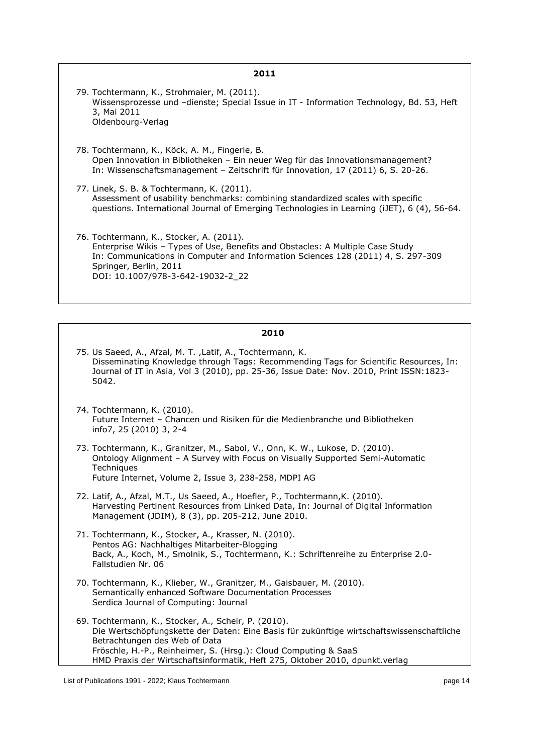## 2011

79. Tochtermann, K., Strohmaier, M. (2011).
    Wissensprozesse und –dienste; Special Issue in IT - Information Technology, Bd. 53, Heft 3, Mai 2011
    Oldenbourg-Verlag

78. Tochtermann, K., Köck, A. M., Fingerle, B.
    Open Innovation in Bibliotheken – Ein neuer Weg für das Innovationsmanagement?
    In: Wissenschaftsmanagement – Zeitschrift für Innovation, 17 (2011) 6, S. 20-26.

77. Linek, S. B. & Tochtermann, K. (2011).
    Assessment of usability benchmarks: combining standardized scales with specific questions. International Journal of Emerging Technologies in Learning (iJET), 6 (4), 56-64.

76. Tochtermann, K., Stocker, A. (2011).
    Enterprise Wikis – Types of Use, Benefits and Obstacles: A Multiple Case Study
    In: Communications in Computer and Information Sciences 128 (2011) 4, S. 297-309
    Springer, Berlin, 2011
    DOI: 10.1007/978-3-642-19032-2_22

## 2010

75. Us Saeed, A., Afzal, M. T. ,Latif, A., Tochtermann, K.
    Disseminating Knowledge through Tags: Recommending Tags for Scientific Resources, In: Journal of IT in Asia, Vol 3 (2010), pp. 25-36, Issue Date: Nov. 2010, Print ISSN:1823-5042.

74. Tochtermann, K. (2010).
    Future Internet – Chancen und Risiken für die Medienbranche und Bibliotheken
    info7, 25 (2010) 3, 2-4

73. Tochtermann, K., Granitzer, M., Sabol, V., Onn, K. W., Lukose, D. (2010).
    Ontology Alignment – A Survey with Focus on Visually Supported Semi-Automatic Techniques
    Future Internet, Volume 2, Issue 3, 238-258, MDPI AG

72. Latif, A., Afzal, M.T., Us Saeed, A., Hoefler, P., Tochtermann,K. (2010).
    Harvesting Pertinent Resources from Linked Data, In: Journal of Digital Information Management (JDIM), 8 (3), pp. 205-212, June 2010.

71. Tochtermann, K., Stocker, A., Krasser, N. (2010).
    Pentos AG: Nachhaltiges Mitarbeiter-Blogging
    Back, A., Koch, M., Smolnik, S., Tochtermann, K.: Schriftenreihe zu Enterprise 2.0-Fallstudien Nr. 06

70. Tochtermann, K., Klieber, W., Granitzer, M., Gaisbauer, M. (2010).
    Semantically enhanced Software Documentation Processes
    Serdica Journal of Computing: Journal

69. Tochtermann, K., Stocker, A., Scheir, P. (2010).
    Die Wertschöpfungskette der Daten: Eine Basis für zukünftige wirtschaftswissenschaftliche Betrachtungen des Web of Data
    Fröschle, H.-P., Reinheimer, S. (Hrsg.): Cloud Computing & SaaS
    HMD Praxis der Wirtschaftsinformatik, Heft 275, Oktober 2010, dpunkt.verlag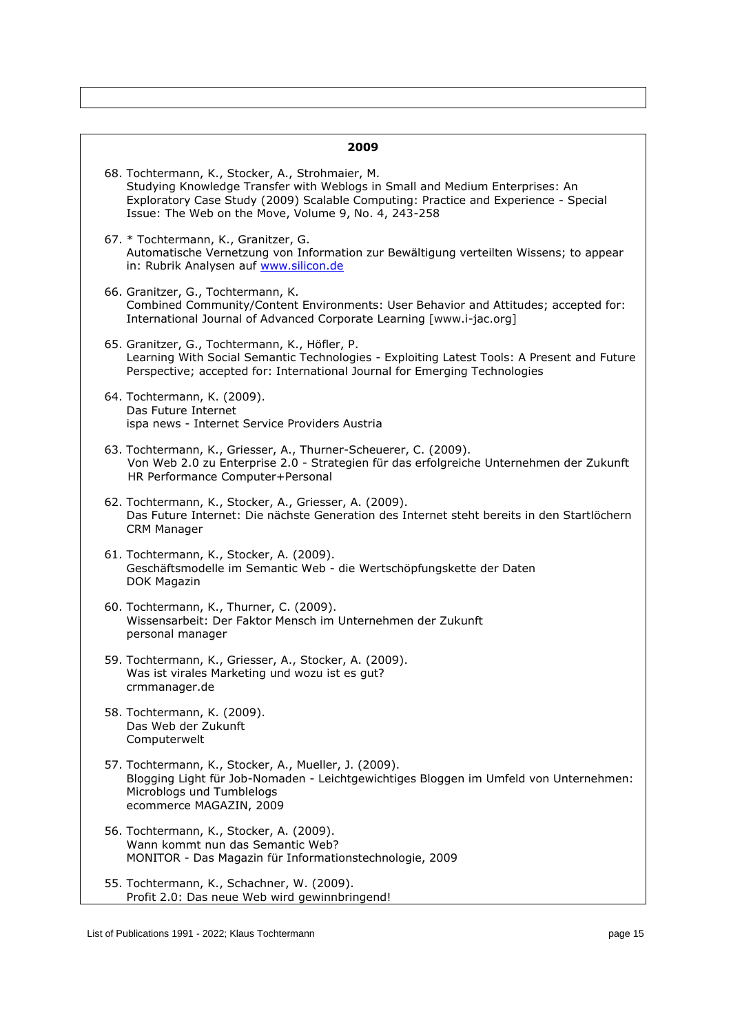## 2009

68. Tochtermann, K., Stocker, A., Strohmaier, M.
    Studying Knowledge Transfer with Weblogs in Small and Medium Enterprises: An Exploratory Case Study (2009) Scalable Computing: Practice and Experience - Special Issue: The Web on the Move, Volume 9, No. 4, 243-258

67. * Tochtermann, K., Granitzer, G.
    Automatische Vernetzung von Information zur Bewältigung verteilten Wissens; to appear in: Rubrik Analysen auf www.silicon.de

66. Granitzer, G., Tochtermann, K.
    Combined Community/Content Environments: User Behavior and Attitudes; accepted for: International Journal of Advanced Corporate Learning [www.i-jac.org]

65. Granitzer, G., Tochtermann, K., Höfler, P.
    Learning With Social Semantic Technologies - Exploiting Latest Tools: A Present and Future Perspective; accepted for: International Journal for Emerging Technologies

64. Tochtermann, K. (2009).
    Das Future Internet
    ispa news - Internet Service Providers Austria

63. Tochtermann, K., Griesser, A., Thurner-Scheuerer, C. (2009).
    Von Web 2.0 zu Enterprise 2.0 - Strategien für das erfolgreiche Unternehmen der Zukunft
    HR Performance Computer+Personal

62. Tochtermann, K., Stocker, A., Griesser, A. (2009).
    Das Future Internet: Die nächste Generation des Internet steht bereits in den Startlöchern
    CRM Manager

61. Tochtermann, K., Stocker, A. (2009).
    Geschäftsmodelle im Semantic Web - die Wertschöpfungskette der Daten
    DOK Magazin

60. Tochtermann, K., Thurner, C. (2009).
    Wissensarbeit: Der Faktor Mensch im Unternehmen der Zukunft
    personal manager

59. Tochtermann, K., Griesser, A., Stocker, A. (2009).
    Was ist virales Marketing und wozu ist es gut?
    crmmanager.de

58. Tochtermann, K. (2009).
    Das Web der Zukunft
    Computerwelt

57. Tochtermann, K., Stocker, A., Mueller, J. (2009).
    Blogging Light für Job-Nomaden - Leichtgewichtiges Bloggen im Umfeld von Unternehmen: Microblogs und Tumblelogs
    ecommerce MAGAZIN, 2009

56. Tochtermann, K., Stocker, A. (2009).
    Wann kommt nun das Semantic Web?
    MONITOR - Das Magazin für Informationstechnologie, 2009

55. Tochtermann, K., Schachner, W. (2009).
    Profit 2.0: Das neue Web wird gewinnbringend!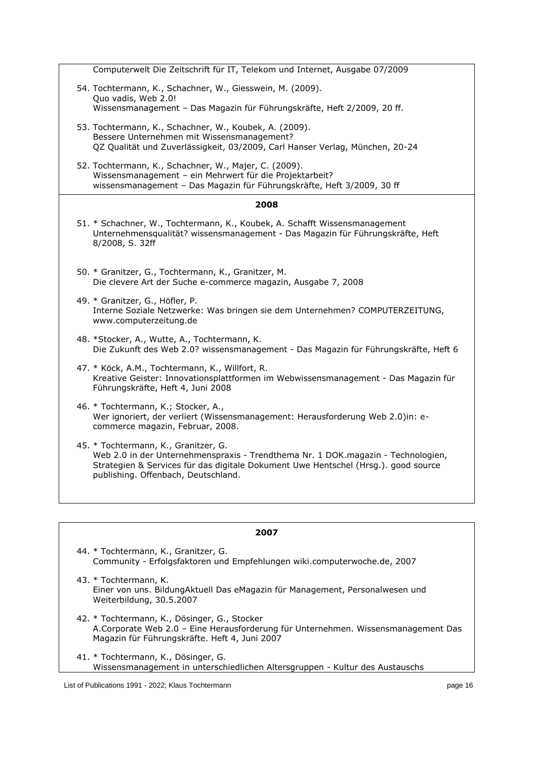Computerwelt Die Zeitschrift für IT, Telekom und Internet, Ausgabe 07/2009

54. Tochtermann, K., Schachner, W., Giesswein, M. (2009).
    Quo vadis, Web 2.0!
    Wissensmanagement – Das Magazin für Führungskräfte, Heft 2/2009, 20 ff.

53. Tochtermann, K., Schachner, W., Koubek, A. (2009).
    Bessere Unternehmen mit Wissensmanagement?
    QZ Qualität und Zuverlässigkeit, 03/2009, Carl Hanser Verlag, München, 20-24

52. Tochtermann, K., Schachner, W., Majer, C. (2009).
    Wissensmanagement – ein Mehrwert für die Projektarbeit?
    wissensmanagement – Das Magazin für Führungskräfte, Heft 3/2009, 30 ff

**2008**

51. * Schachner, W., Tochtermann, K., Koubek, A. Schafft Wissensmanagement Unternehmensqualität? wissensmanagement - Das Magazin für Führungskräfte, Heft 8/2008, S. 32ff

50. * Granitzer, G., Tochtermann, K., Granitzer, M.
    Die clevere Art der Suche e-commerce magazin, Ausgabe 7, 2008

49. * Granitzer, G., Höfler, P.
    Interne Soziale Netzwerke: Was bringen sie dem Unternehmen? COMPUTERZEITUNG, www.computerzeitung.de

48. *Stocker, A., Wutte, A., Tochtermann, K.
    Die Zukunft des Web 2.0? wissensmanagement - Das Magazin für Führungskräfte, Heft 6

47. * Köck, A.M., Tochtermann, K., Willfort, R.
    Kreative Geister: Innovationsplattformen im Webwissensmanagement - Das Magazin für Führungskräfte, Heft 4, Juni 2008

46. * Tochtermann, K.; Stocker, A.,
    Wer ignoriert, der verliert (Wissensmanagement: Herausforderung Web 2.0)in: e-commerce magazin, Februar, 2008.

45. * Tochtermann, K., Granitzer, G.
    Web 2.0 in der Unternehmenspraxis - Trendthema Nr. 1 DOK.magazin - Technologien, Strategien & Services für das digitale Dokument Uwe Hentschel (Hrsg.). good source publishing. Offenbach, Deutschland.

**2007**

44. * Tochtermann, K., Granitzer, G.
    Community - Erfolgsfaktoren und Empfehlungen wiki.computerwoche.de, 2007

43. * Tochtermann, K.
    Einer von uns. BildungAktuell Das eMagazin für Management, Personalwesen und Weiterbildung, 30.5.2007

42. * Tochtermann, K., Dösinger, G., Stocker
    A.Corporate Web 2.0 – Eine Herausforderung für Unternehmen. Wissensmanagement Das Magazin für Führungskräfte. Heft 4, Juni 2007

41. * Tochtermann, K., Dösinger, G.
    Wissensmanagement in unterschiedlichen Altersgruppen - Kultur des Austauschs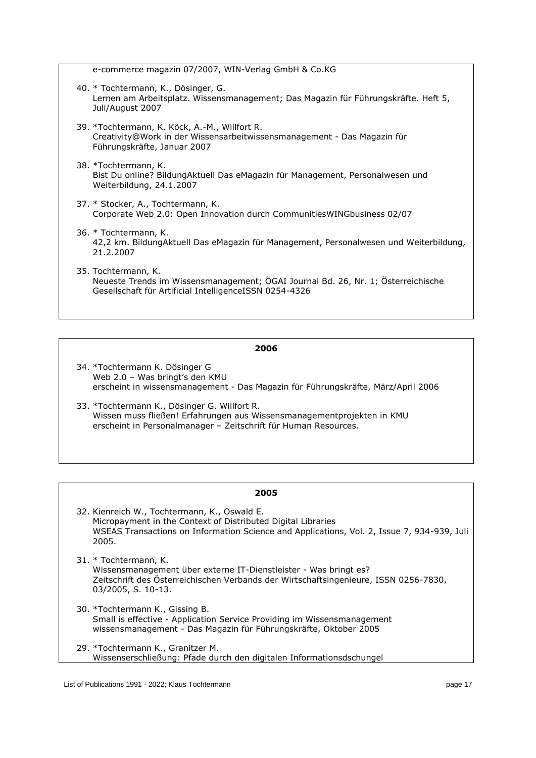e-commerce magazin 07/2007, WIN-Verlag GmbH & Co.KG

40. * Tochtermann, K., Dösinger, G.
    Lernen am Arbeitsplatz. Wissensmanagement; Das Magazin für Führungskräfte. Heft 5, Juli/August 2007

39. *Tochtermann, K. Köck, A.-M., Willfort R.
    Creativity@Work in der Wissensarbeitwissensmanagement - Das Magazin für Führungskräfte, Januar 2007

38. *Tochtermann, K.
    Bist Du online? BildungAktuell Das eMagazin für Management, Personalwesen und Weiterbildung, 24.1.2007

37. * Stocker, A., Tochtermann, K.
    Corporate Web 2.0: Open Innovation durch CommunitiesWINGbusiness 02/07

36. * Tochtermann, K.
    42,2 km. BildungAktuell Das eMagazin für Management, Personalwesen und Weiterbildung, 21.2.2007

35. Tochtermann, K.
    Neueste Trends im Wissensmanagement; ÖGAI Journal Bd. 26, Nr. 1; Österreichische Gesellschaft für Artificial IntelligenceISSN 0254-4326

## 2006

34. *Tochtermann K. Dösinger G
    Web 2.0 – Was bringt's den KMU
    erscheint in wissensmanagement - Das Magazin für Führungskräfte, März/April 2006

33. *Tochtermann K., Dösinger G. Willfort R.
    Wissen muss fließen! Erfahrungen aus Wissensmanagementprojekten in KMU
    erscheint in Personalmanager – Zeitschrift für Human Resources.

## 2005

32. Kienreich W., Tochtermann, K., Oswald E.
    Micropayment in the Context of Distributed Digital Libraries
    WSEAS Transactions on Information Science and Applications, Vol. 2, Issue 7, 934-939, Juli 2005.

31. * Tochtermann, K.
    Wissensmanagement über externe IT-Dienstleister - Was bringt es?
    Zeitschrift des Österreichischen Verbands der Wirtschaftsingenieure, ISSN 0256-7830, 03/2005, S. 10-13.

30. *Tochtermann K., Gissing B.
    Small is effective - Application Service Providing im Wissensmanagement
    wissensmanagement - Das Magazin für Führungskräfte, Oktober 2005

29. *Tochtermann K., Granitzer M.
    Wissenserschließung: Pfade durch den digitalen Informationsdschungel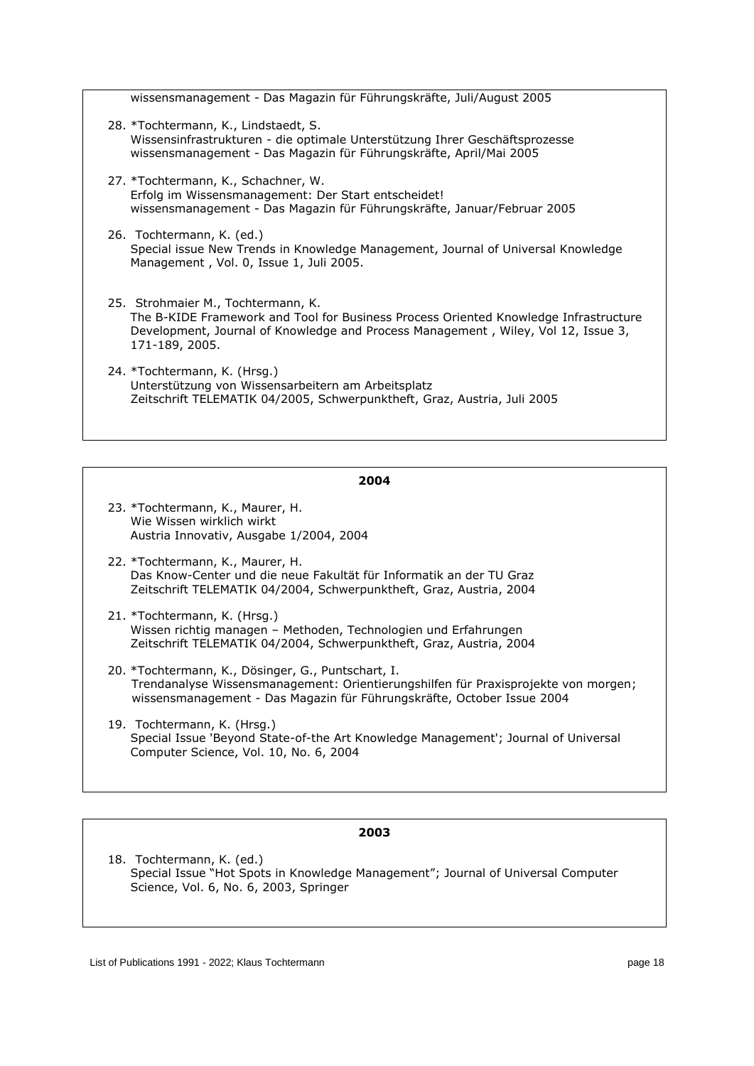wissensmanagement - Das Magazin für Führungskräfte, Juli/August 2005

28. *Tochtermann, K., Lindstaedt, S.
    Wissensinfrastrukturen - die optimale Unterstützung Ihrer Geschäftsprozesse
    wissensmanagement - Das Magazin für Führungskräfte, April/Mai 2005

27. *Tochtermann, K., Schachner, W.
    Erfolg im Wissensmanagement: Der Start entscheidet!
    wissensmanagement - Das Magazin für Führungskräfte, Januar/Februar 2005

26. Tochtermann, K. (ed.)
    Special issue New Trends in Knowledge Management, Journal of Universal Knowledge Management , Vol. 0, Issue 1, Juli 2005.

25. Strohmaier M., Tochtermann, K.
    The B-KIDE Framework and Tool for Business Process Oriented Knowledge Infrastructure Development, Journal of Knowledge and Process Management , Wiley, Vol 12, Issue 3, 171-189, 2005.

24. *Tochtermann, K. (Hrsg.)
    Unterstützung von Wissensarbeitern am Arbeitsplatz
    Zeitschrift TELEMATIK 04/2005, Schwerpunktheft, Graz, Austria, Juli 2005

## 2004

23. *Tochtermann, K., Maurer, H.
    Wie Wissen wirklich wirkt
    Austria Innovativ, Ausgabe 1/2004, 2004

22. *Tochtermann, K., Maurer, H.
    Das Know-Center und die neue Fakultät für Informatik an der TU Graz
    Zeitschrift TELEMATIK 04/2004, Schwerpunktheft, Graz, Austria, 2004

21. *Tochtermann, K. (Hrsg.)
    Wissen richtig managen – Methoden, Technologien und Erfahrungen
    Zeitschrift TELEMATIK 04/2004, Schwerpunktheft, Graz, Austria, 2004

20. *Tochtermann, K., Dösinger, G., Puntschart, I.
    Trendanalyse Wissensmanagement: Orientierungshilfen für Praxisprojekte von morgen;
    wissensmanagement - Das Magazin für Führungskräfte, October Issue 2004

19. Tochtermann, K. (Hrsg.)
    Special Issue 'Beyond State-of-the Art Knowledge Management'; Journal of Universal Computer Science, Vol. 10, No. 6, 2004

## 2003

18. Tochtermann, K. (ed.)
    Special Issue "Hot Spots in Knowledge Management"; Journal of Universal Computer Science, Vol. 6, No. 6, 2003, Springer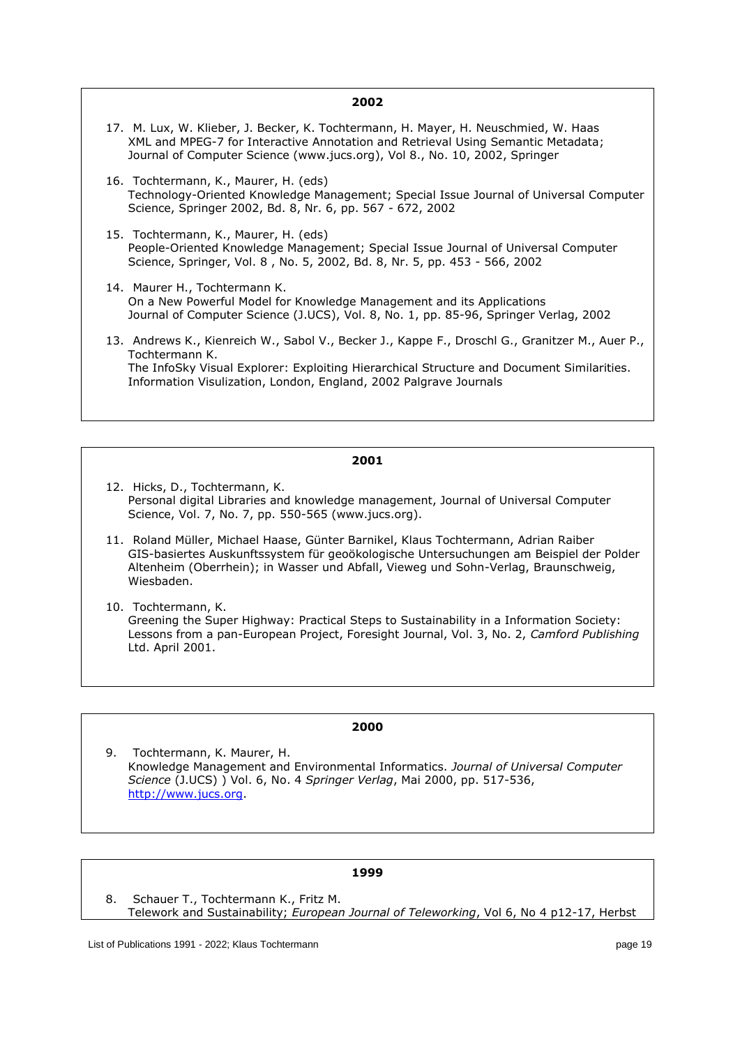**2002**

17. M. Lux, W. Klieber, J. Becker, K. Tochtermann, H. Mayer, H. Neuschmied, W. Haas
    XML and MPEG-7 for Interactive Annotation and Retrieval Using Semantic Metadata; Journal of Computer Science (www.jucs.org), Vol 8., No. 10, 2002, Springer

16. Tochtermann, K., Maurer, H. (eds)
    Technology-Oriented Knowledge Management; Special Issue Journal of Universal Computer Science, Springer 2002, Bd. 8, Nr. 6, pp. 567 - 672, 2002

15. Tochtermann, K., Maurer, H. (eds)
    People-Oriented Knowledge Management; Special Issue Journal of Universal Computer Science, Springer, Vol. 8 , No. 5, 2002, Bd. 8, Nr. 5, pp. 453 - 566, 2002

14. Maurer H., Tochtermann K.
    On a New Powerful Model for Knowledge Management and its Applications
    Journal of Computer Science (J.UCS), Vol. 8, No. 1, pp. 85-96, Springer Verlag, 2002

13. Andrews K., Kienreich W., Sabol V., Becker J., Kappe F., Droschl G., Granitzer M., Auer P., Tochtermann K.
    The InfoSky Visual Explorer: Exploiting Hierarchical Structure and Document Similarities. Information Visulization, London, England, 2002 Palgrave Journals

**2001**

12. Hicks, D., Tochtermann, K.
    Personal digital Libraries and knowledge management, Journal of Universal Computer Science, Vol. 7, No. 7, pp. 550-565 (www.jucs.org).

11. Roland Müller, Michael Haase, Günter Barnikel, Klaus Tochtermann, Adrian Raiber
    GIS-basiertes Auskunftssystem für geoökologische Untersuchungen am Beispiel der Polder Altenheim (Oberrhein); in Wasser und Abfall, Vieweg und Sohn-Verlag, Braunschweig, Wiesbaden.

10. Tochtermann, K.
    Greening the Super Highway: Practical Steps to Sustainability in a Information Society: Lessons from a pan-European Project, Foresight Journal, Vol. 3, No. 2, *Camford Publishing* Ltd. April 2001.

**2000**

9. Tochtermann, K. Maurer, H.
   Knowledge Management and Environmental Informatics. *Journal of Universal Computer Science* (J.UCS) ) Vol. 6, No. 4 *Springer Verlag*, Mai 2000, pp. 517-536, http://www.jucs.org.

**1999**

8. Schauer T., Tochtermann K., Fritz M.
   Telework and Sustainability; *European Journal of Teleworking*, Vol 6, No 4 p12-17, Herbst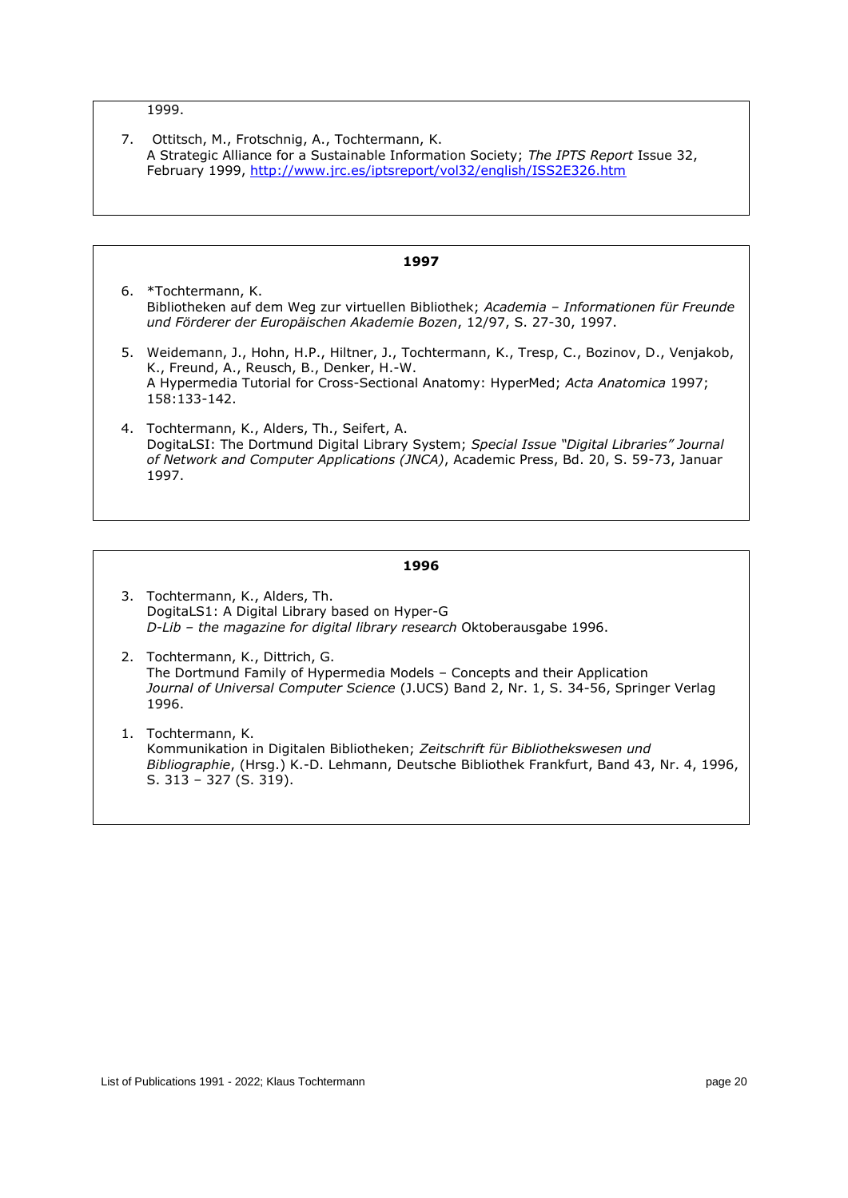1999.

7. Ottitsch, M., Frotschnig, A., Tochtermann, K.
   A Strategic Alliance for a Sustainable Information Society; *The IPTS Report* Issue 32, February 1999, http://www.jrc.es/iptsreport/vol32/english/ISS2E326.htm

### 1997

6. *Tochtermann, K.
   Bibliotheken auf dem Weg zur virtuellen Bibliothek; *Academia – Informationen für Freunde und Förderer der Europäischen Akademie Bozen*, 12/97, S. 27-30, 1997.

5. Weidemann, J., Hohn, H.P., Hiltner, J., Tochtermann, K., Tresp, C., Bozinov, D., Venjakob, K., Freund, A., Reusch, B., Denker, H.-W.
   A Hypermedia Tutorial for Cross-Sectional Anatomy: HyperMed; *Acta Anatomica* 1997; 158:133-142.

4. Tochtermann, K., Alders, Th., Seifert, A.
   DogitaLSI: The Dortmund Digital Library System; *Special Issue "Digital Libraries" Journal of Network and Computer Applications (JNCA)*, Academic Press, Bd. 20, S. 59-73, Januar 1997.

### 1996

3. Tochtermann, K., Alders, Th.
   DogitaLS1: A Digital Library based on Hyper-G
   *D-Lib – the magazine for digital library research* Oktoberausgabe 1996.

2. Tochtermann, K., Dittrich, G.
   The Dortmund Family of Hypermedia Models – Concepts and their Application
   *Journal of Universal Computer Science* (J.UCS) Band 2, Nr. 1, S. 34-56, Springer Verlag 1996.

1. Tochtermann, K.
   Kommunikation in Digitalen Bibliotheken; *Zeitschrift für Bibliothekswesen und Bibliographie*, (Hrsg.) K.-D. Lehmann, Deutsche Bibliothek Frankfurt, Band 43, Nr. 4, 1996, S. 313 – 327 (S. 319).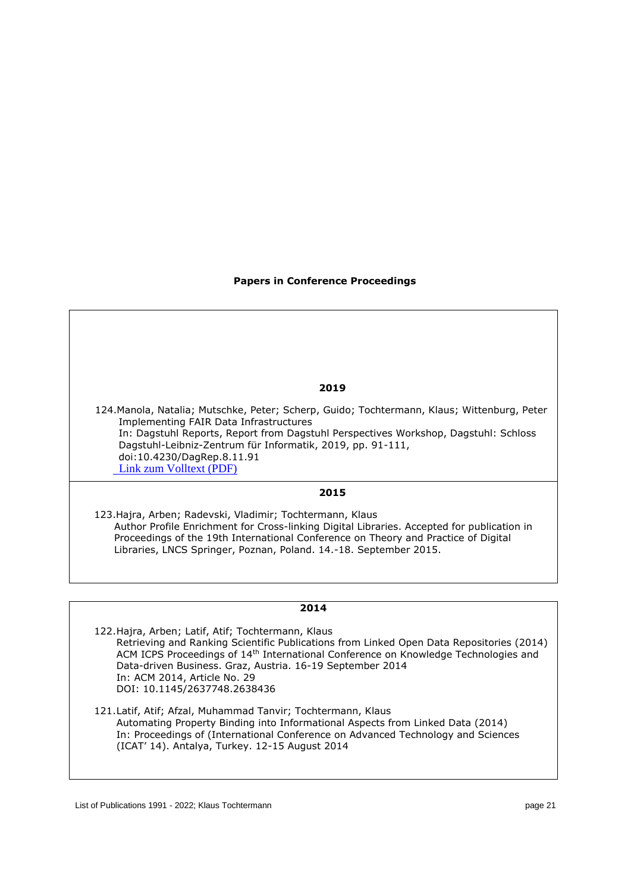## Papers in Conference Proceedings

### 2019

124. Manola, Natalia; Mutschke, Peter; Scherp, Guido; Tochtermann, Klaus; Wittenburg, Peter
Implementing FAIR Data Infrastructures
In: Dagstuhl Reports, Report from Dagstuhl Perspectives Workshop, Dagstuhl: Schloss Dagstuhl-Leibniz-Zentrum für Informatik, 2019, pp. 91-111,
doi:10.4230/DagRep.8.11.91
Link zum Volltext (PDF)

### 2015

123. Hajra, Arben; Radevski, Vladimir; Tochtermann, Klaus
Author Profile Enrichment for Cross-linking Digital Libraries. Accepted for publication in Proceedings of the 19th International Conference on Theory and Practice of Digital Libraries, LNCS Springer, Poznan, Poland. 14.-18. September 2015.

### 2014

122. Hajra, Arben; Latif, Atif; Tochtermann, Klaus
Retrieving and Ranking Scientific Publications from Linked Open Data Repositories (2014)
ACM ICPS Proceedings of 14th International Conference on Knowledge Technologies and Data-driven Business. Graz, Austria. 16-19 September 2014
In: ACM 2014, Article No. 29
DOI: 10.1145/2637748.2638436

121. Latif, Atif; Afzal, Muhammad Tanvir; Tochtermann, Klaus
Automating Property Binding into Informational Aspects from Linked Data (2014)
In: Proceedings of (International Conference on Advanced Technology and Sciences (ICAT' 14). Antalya, Turkey. 12-15 August 2014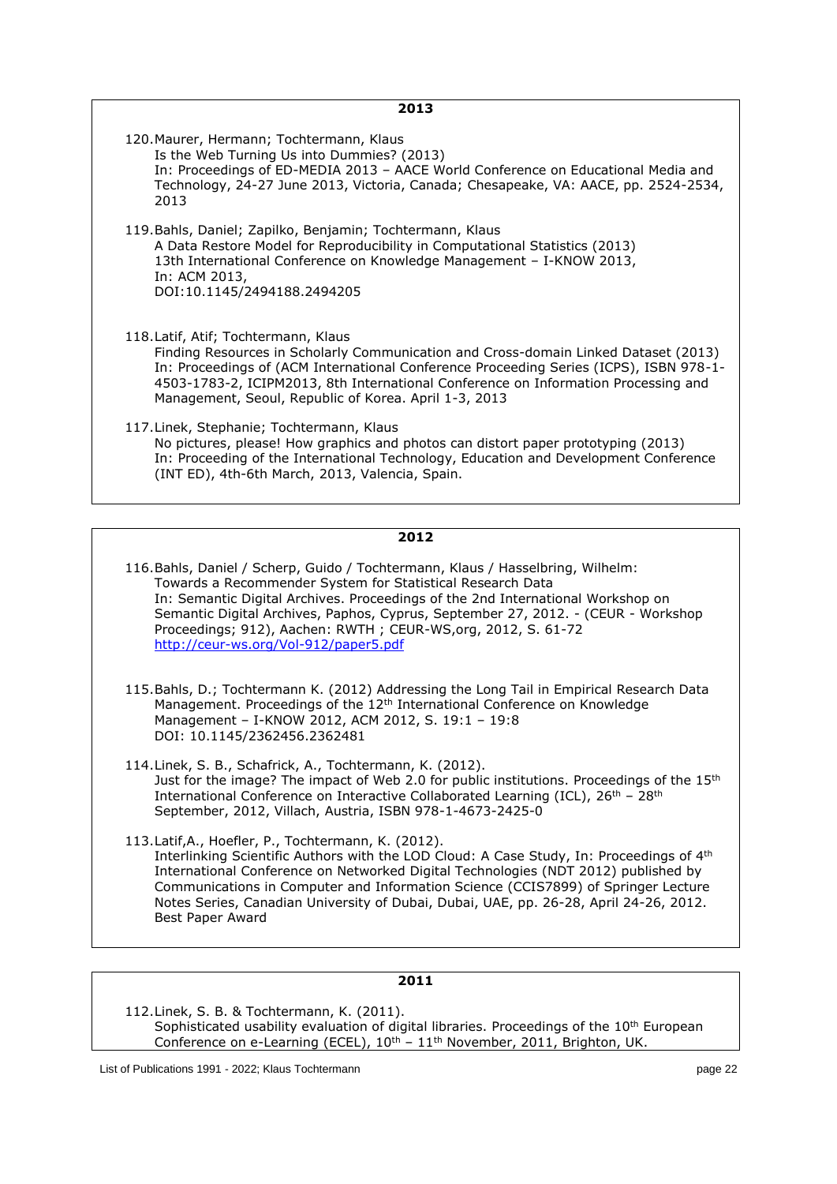## 2013

120. Maurer, Hermann; Tochtermann, Klaus
    Is the Web Turning Us into Dummies? (2013)
    In: Proceedings of ED-MEDIA 2013 – AACE World Conference on Educational Media and Technology, 24-27 June 2013, Victoria, Canada; Chesapeake, VA: AACE, pp. 2524-2534, 2013

119. Bahls, Daniel; Zapilko, Benjamin; Tochtermann, Klaus
    A Data Restore Model for Reproducibility in Computational Statistics (2013)
    13th International Conference on Knowledge Management – I-KNOW 2013,
    In: ACM 2013,
    DOI:10.1145/2494188.2494205

118. Latif, Atif; Tochtermann, Klaus
    Finding Resources in Scholarly Communication and Cross-domain Linked Dataset (2013)
    In: Proceedings of (ACM International Conference Proceeding Series (ICPS), ISBN 978-1-4503-1783-2, ICIPM2013, 8th International Conference on Information Processing and Management, Seoul, Republic of Korea. April 1-3, 2013

117. Linek, Stephanie; Tochtermann, Klaus
    No pictures, please! How graphics and photos can distort paper prototyping (2013)
    In: Proceeding of the International Technology, Education and Development Conference (INT ED), 4th-6th March, 2013, Valencia, Spain.

## 2012

116. Bahls, Daniel / Scherp, Guido / Tochtermann, Klaus / Hasselbring, Wilhelm:
    Towards a Recommender System for Statistical Research Data
    In: Semantic Digital Archives. Proceedings of the 2nd International Workshop on Semantic Digital Archives, Paphos, Cyprus, September 27, 2012. - (CEUR - Workshop Proceedings; 912), Aachen: RWTH ; CEUR-WS,org, 2012, S. 61-72
    http://ceur-ws.org/Vol-912/paper5.pdf

115. Bahls, D.; Tochtermann K. (2012) Addressing the Long Tail in Empirical Research Data Management. Proceedings of the 12th International Conference on Knowledge Management – I-KNOW 2012, ACM 2012, S. 19:1 – 19:8
    DOI: 10.1145/2362456.2362481

114. Linek, S. B., Schafrick, A., Tochtermann, K. (2012).
    Just for the image? The impact of Web 2.0 for public institutions. Proceedings of the 15th International Conference on Interactive Collaborated Learning (ICL), 26th – 28th September, 2012, Villach, Austria, ISBN 978-1-4673-2425-0

113. Latif,A., Hoefler, P., Tochtermann, K. (2012).
    Interlinking Scientific Authors with the LOD Cloud: A Case Study, In: Proceedings of 4th International Conference on Networked Digital Technologies (NDT 2012) published by Communications in Computer and Information Science (CCIS7899) of Springer Lecture Notes Series, Canadian University of Dubai, Dubai, UAE, pp. 26-28, April 24-26, 2012.
    Best Paper Award

## 2011

112. Linek, S. B. & Tochtermann, K. (2011).
    Sophisticated usability evaluation of digital libraries. Proceedings of the 10th European Conference on e-Learning (ECEL), 10th – 11th November, 2011, Brighton, UK.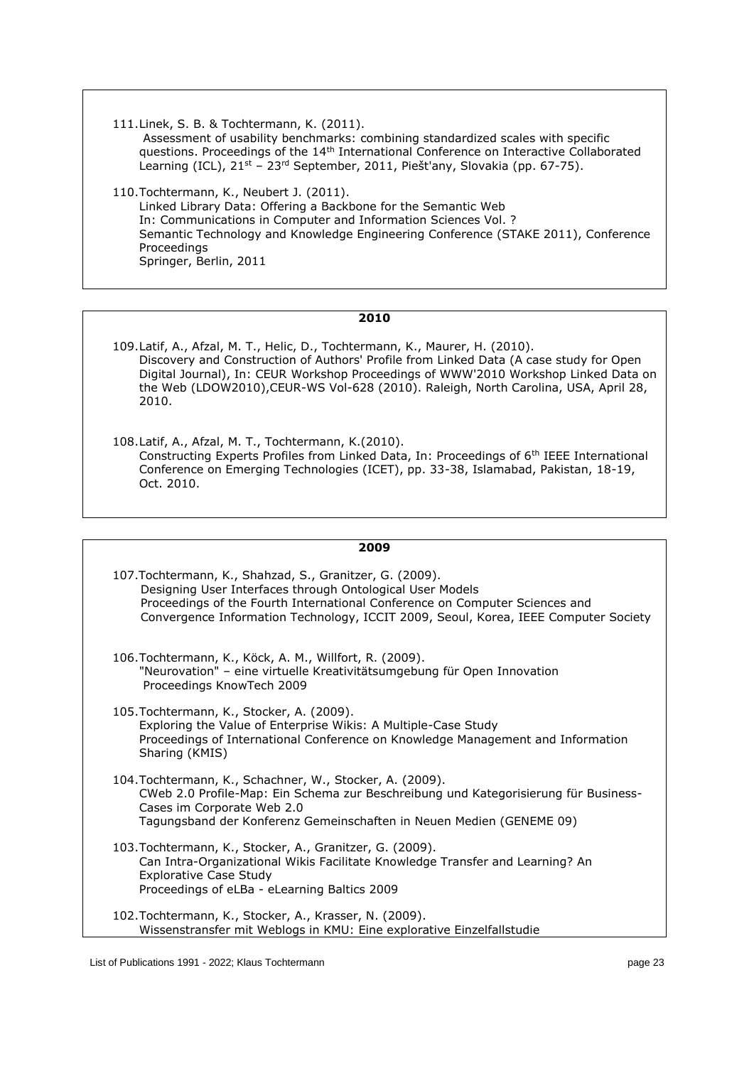111. Linek, S. B. & Tochtermann, K. (2011).
 Assessment of usability benchmarks: combining standardized scales with specific questions. Proceedings of the 14th International Conference on Interactive Collaborated Learning (ICL), 21st – 23rd September, 2011, Piešt'any, Slovakia (pp. 67-75).

110. Tochtermann, K., Neubert J. (2011).
Linked Library Data: Offering a Backbone for the Semantic Web
In: Communications in Computer and Information Sciences Vol. ?
Semantic Technology and Knowledge Engineering Conference (STAKE 2011), Conference Proceedings
Springer, Berlin, 2011

**2010**

109. Latif, A., Afzal, M. T., Helic, D., Tochtermann, K., Maurer, H. (2010).
Discovery and Construction of Authors' Profile from Linked Data (A case study for Open Digital Journal), In: CEUR Workshop Proceedings of WWW'2010 Workshop Linked Data on the Web (LDOW2010),CEUR-WS Vol-628 (2010). Raleigh, North Carolina, USA, April 28, 2010.

108. Latif, A., Afzal, M. T., Tochtermann, K.(2010).
Constructing Experts Profiles from Linked Data, In: Proceedings of 6th IEEE International Conference on Emerging Technologies (ICET), pp. 33-38, Islamabad, Pakistan, 18-19, Oct. 2010.

**2009**

107. Tochtermann, K., Shahzad, S., Granitzer, G. (2009).
Designing User Interfaces through Ontological User Models
Proceedings of the Fourth International Conference on Computer Sciences and Convergence Information Technology, ICCIT 2009, Seoul, Korea, IEEE Computer Society

106. Tochtermann, K., Köck, A. M., Willfort, R. (2009).
"Neurovation" – eine virtuelle Kreativitätsumgebung für Open Innovation
Proceedings KnowTech 2009

105. Tochtermann, K., Stocker, A. (2009).
Exploring the Value of Enterprise Wikis: A Multiple-Case Study
Proceedings of International Conference on Knowledge Management and Information Sharing (KMIS)

104. Tochtermann, K., Schachner, W., Stocker, A. (2009).
CWeb 2.0 Profile-Map: Ein Schema zur Beschreibung und Kategorisierung für Business-Cases im Corporate Web 2.0
Tagungsband der Konferenz Gemeinschaften in Neuen Medien (GENEME 09)

103. Tochtermann, K., Stocker, A., Granitzer, G. (2009).
Can Intra-Organizational Wikis Facilitate Knowledge Transfer and Learning? An Explorative Case Study
Proceedings of eLBa - eLearning Baltics 2009

102. Tochtermann, K., Stocker, A., Krasser, N. (2009).
Wissenstransfer mit Weblogs in KMU: Eine explorative Einzelfallstudie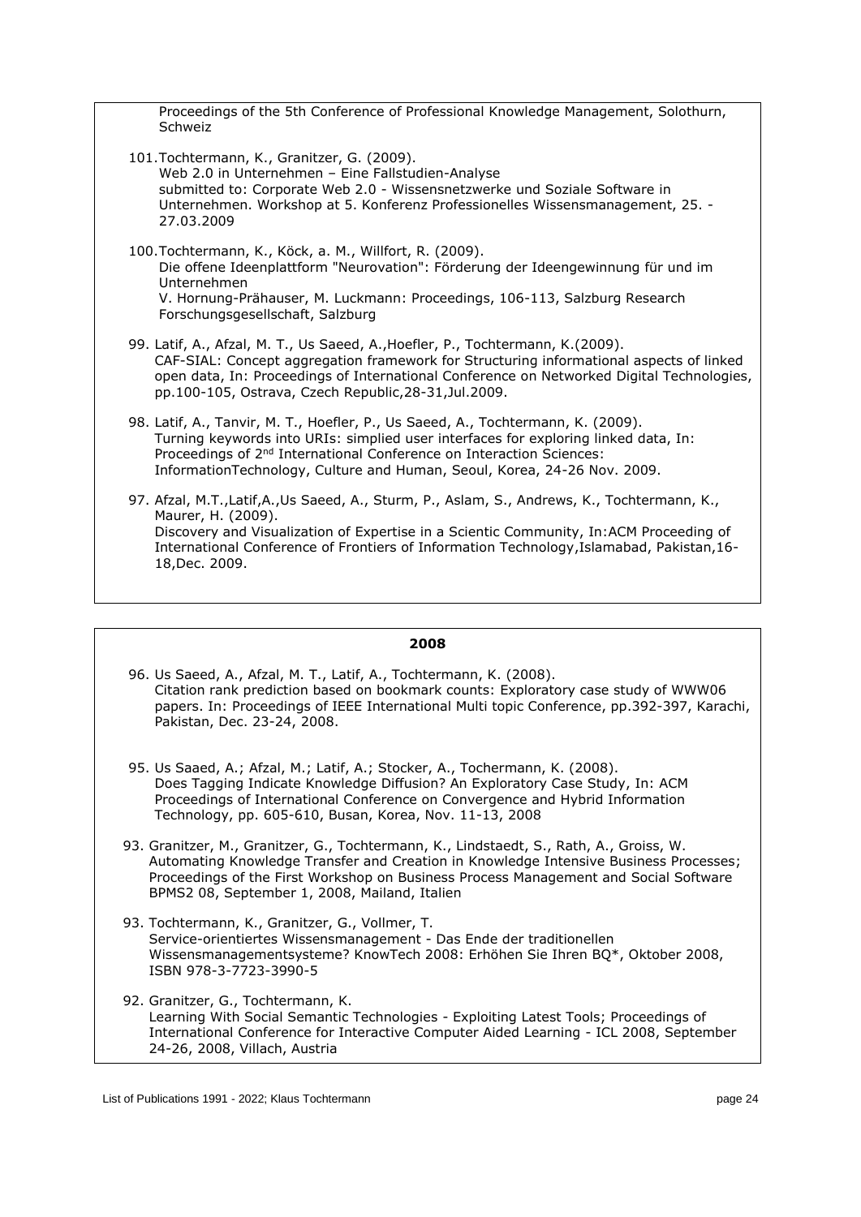Proceedings of the 5th Conference of Professional Knowledge Management, Solothurn, Schweiz

101. Tochtermann, K., Granitzer, G. (2009).
Web 2.0 in Unternehmen – Eine Fallstudien-Analyse
submitted to: Corporate Web 2.0 - Wissensnetzwerke und Soziale Software in Unternehmen. Workshop at 5. Konferenz Professionelles Wissensmanagement, 25. - 27.03.2009

100. Tochtermann, K., Köck, a. M., Willfort, R. (2009).
Die offene Ideenplattform "Neurovation": Förderung der Ideengewinnung für und im Unternehmen
V. Hornung-Prähauser, M. Luckmann: Proceedings, 106-113, Salzburg Research Forschungsgesellschaft, Salzburg

99. Latif, A., Afzal, M. T., Us Saeed, A.,Hoefler, P., Tochtermann, K.(2009).
CAF-SIAL: Concept aggregation framework for Structuring informational aspects of linked open data, In: Proceedings of International Conference on Networked Digital Technologies, pp.100-105, Ostrava, Czech Republic,28-31,Jul.2009.

98. Latif, A., Tanvir, M. T., Hoefler, P., Us Saeed, A., Tochtermann, K. (2009).
Turning keywords into URIs: simplied user interfaces for exploring linked data, In: Proceedings of 2nd International Conference on Interaction Sciences: InformationTechnology, Culture and Human, Seoul, Korea, 24-26 Nov. 2009.

97. Afzal, M.T.,Latif,A.,Us Saeed, A., Sturm, P., Aslam, S., Andrews, K., Tochtermann, K., Maurer, H. (2009).
Discovery and Visualization of Expertise in a Scientic Community, In:ACM Proceeding of International Conference of Frontiers of Information Technology,Islamabad, Pakistan,16-18,Dec. 2009.

## 2008

96. Us Saeed, A., Afzal, M. T., Latif, A., Tochtermann, K. (2008).
Citation rank prediction based on bookmark counts: Exploratory case study of WWW06 papers. In: Proceedings of IEEE International Multi topic Conference, pp.392-397, Karachi, Pakistan, Dec. 23-24, 2008.

95. Us Saaed, A.; Afzal, M.; Latif, A.; Stocker, A., Tochermann, K. (2008).
Does Tagging Indicate Knowledge Diffusion? An Exploratory Case Study, In: ACM Proceedings of International Conference on Convergence and Hybrid Information Technology, pp. 605-610, Busan, Korea, Nov. 11-13, 2008

93. Granitzer, M., Granitzer, G., Tochtermann, K., Lindstaedt, S., Rath, A., Groiss, W.
Automating Knowledge Transfer and Creation in Knowledge Intensive Business Processes; Proceedings of the First Workshop on Business Process Management and Social Software BPMS2 08, September 1, 2008, Mailand, Italien

93. Tochtermann, K., Granitzer, G., Vollmer, T.
Service-orientiertes Wissensmanagement - Das Ende der traditionellen Wissensmanagementsysteme? KnowTech 2008: Erhöhen Sie Ihren BQ*, Oktober 2008, ISBN 978-3-7723-3990-5

92. Granitzer, G., Tochtermann, K.
Learning With Social Semantic Technologies - Exploiting Latest Tools; Proceedings of International Conference for Interactive Computer Aided Learning - ICL 2008, September 24-26, 2008, Villach, Austria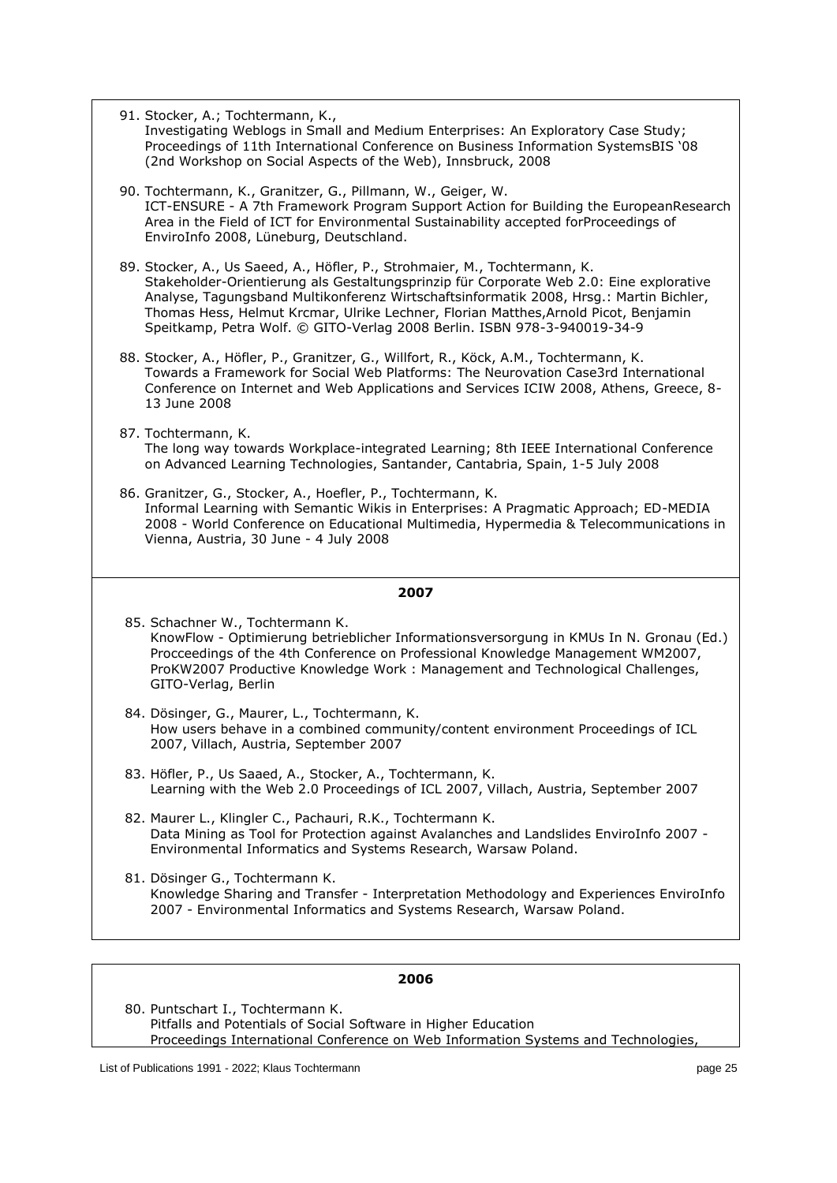91. Stocker, A.; Tochtermann, K.,
    Investigating Weblogs in Small and Medium Enterprises: An Exploratory Case Study; Proceedings of 11th International Conference on Business Information SystemsBIS '08 (2nd Workshop on Social Aspects of the Web), Innsbruck, 2008

90. Tochtermann, K., Granitzer, G., Pillmann, W., Geiger, W.
    ICT-ENSURE - A 7th Framework Program Support Action for Building the EuropeanResearch Area in the Field of ICT for Environmental Sustainability accepted forProceedings of EnviroInfo 2008, Lüneburg, Deutschland.

89. Stocker, A., Us Saeed, A., Höfler, P., Strohmaier, M., Tochtermann, K.
    Stakeholder-Orientierung als Gestaltungsprinzip für Corporate Web 2.0: Eine explorative Analyse, Tagungsband Multikonferenz Wirtschaftsinformatik 2008, Hrsg.: Martin Bichler, Thomas Hess, Helmut Krcmar, Ulrike Lechner, Florian Matthes,Arnold Picot, Benjamin Speitkamp, Petra Wolf. © GITO-Verlag 2008 Berlin. ISBN 978-3-940019-34-9

88. Stocker, A., Höfler, P., Granitzer, G., Willfort, R., Köck, A.M., Tochtermann, K.
    Towards a Framework for Social Web Platforms: The Neurovation Case3rd International Conference on Internet and Web Applications and Services ICIW 2008, Athens, Greece, 8-13 June 2008

87. Tochtermann, K.
    The long way towards Workplace-integrated Learning; 8th IEEE International Conference on Advanced Learning Technologies, Santander, Cantabria, Spain, 1-5 July 2008

86. Granitzer, G., Stocker, A., Hoefler, P., Tochtermann, K.
    Informal Learning with Semantic Wikis in Enterprises: A Pragmatic Approach; ED-MEDIA 2008 - World Conference on Educational Multimedia, Hypermedia & Telecommunications in Vienna, Austria, 30 June - 4 July 2008

**2007**

85. Schachner W., Tochtermann K.
    KnowFlow - Optimierung betrieblicher Informationsversorgung in KMUs In N. Gronau (Ed.) Procceedings of the 4th Conference on Professional Knowledge Management WM2007, ProKW2007 Productive Knowledge Work : Management and Technological Challenges, GITO-Verlag, Berlin

84. Dösinger, G., Maurer, L., Tochtermann, K.
    How users behave in a combined community/content environment Proceedings of ICL 2007, Villach, Austria, September 2007

83. Höfler, P., Us Saaed, A., Stocker, A., Tochtermann, K.
    Learning with the Web 2.0 Proceedings of ICL 2007, Villach, Austria, September 2007

82. Maurer L., Klingler C., Pachauri, R.K., Tochtermann K.
    Data Mining as Tool for Protection against Avalanches and Landslides EnviroInfo 2007 - Environmental Informatics and Systems Research, Warsaw Poland.

81. Dösinger G., Tochtermann K.
    Knowledge Sharing and Transfer - Interpretation Methodology and Experiences EnviroInfo 2007 - Environmental Informatics and Systems Research, Warsaw Poland.

**2006**

80. Puntschart I., Tochtermann K.
    Pitfalls and Potentials of Social Software in Higher Education
    Proceedings International Conference on Web Information Systems and Technologies,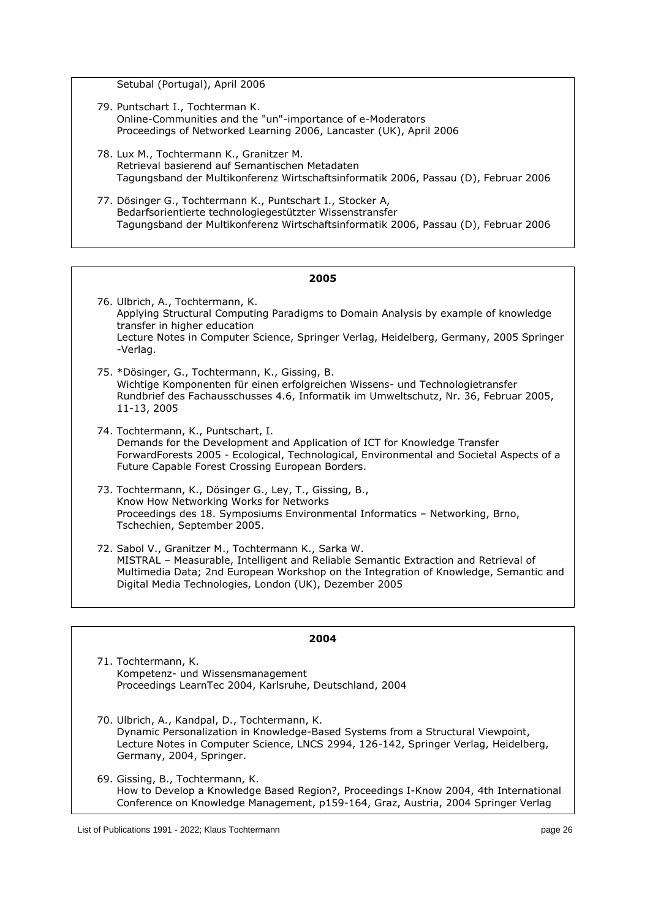Setubal (Portugal), April 2006

79. Puntschart I., Tochterman K.
    Online-Communities and the "un"-importance of e-Moderators
    Proceedings of Networked Learning 2006, Lancaster (UK), April 2006

78. Lux M., Tochtermann K., Granitzer M.
    Retrieval basierend auf Semantischen Metadaten
    Tagungsband der Multikonferenz Wirtschaftsinformatik 2006, Passau (D), Februar 2006

77. Dösinger G., Tochtermann K., Puntschart I., Stocker A,
    Bedarfsorientierte technologiegestützter Wissenstransfer
    Tagungsband der Multikonferenz Wirtschaftsinformatik 2006, Passau (D), Februar 2006

**2005**

76. Ulbrich, A., Tochtermann, K.
    Applying Structural Computing Paradigms to Domain Analysis by example of knowledge transfer in higher education
    Lecture Notes in Computer Science, Springer Verlag, Heidelberg, Germany, 2005 Springer -Verlag.

75. *Dösinger, G., Tochtermann, K., Gissing, B.
    Wichtige Komponenten für einen erfolgreichen Wissens- und Technologietransfer
    Rundbrief des Fachausschusses 4.6, Informatik im Umweltschutz, Nr. 36, Februar 2005, 11-13, 2005

74. Tochtermann, K., Puntschart, I.
    Demands for the Development and Application of ICT for Knowledge Transfer
    ForwardForests 2005 - Ecological, Technological, Environmental and Societal Aspects of a Future Capable Forest Crossing European Borders.

73. Tochtermann, K., Dösinger G., Ley, T., Gissing, B.,
    Know How Networking Works for Networks
    Proceedings des 18. Symposiums Environmental Informatics – Networking, Brno, Tschechien, September 2005.

72. Sabol V., Granitzer M., Tochtermann K., Sarka W.
    MISTRAL – Measurable, Intelligent and Reliable Semantic Extraction and Retrieval of Multimedia Data; 2nd European Workshop on the Integration of Knowledge, Semantic and Digital Media Technologies, London (UK), Dezember 2005

**2004**

71. Tochtermann, K.
    Kompetenz- und Wissensmanagement
    Proceedings LearnTec 2004, Karlsruhe, Deutschland, 2004

70. Ulbrich, A., Kandpal, D., Tochtermann, K.
    Dynamic Personalization in Knowledge-Based Systems from a Structural Viewpoint,
    Lecture Notes in Computer Science, LNCS 2994, 126-142, Springer Verlag, Heidelberg, Germany, 2004, Springer.

69. Gissing, B., Tochtermann, K.
    How to Develop a Knowledge Based Region?, Proceedings I-Know 2004, 4th International Conference on Knowledge Management, p159-164, Graz, Austria, 2004 Springer Verlag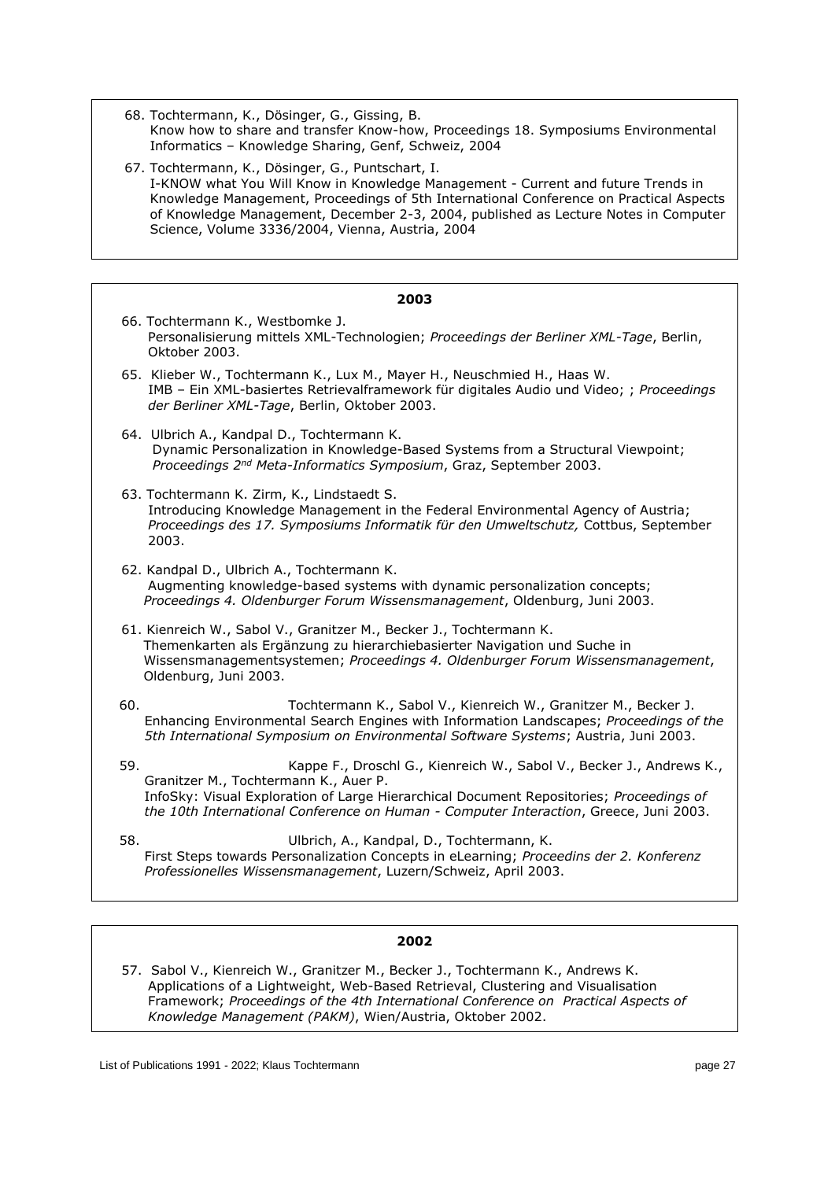68. Tochtermann, K., Dösinger, G., Gissing, B.
    Know how to share and transfer Know-how, Proceedings 18. Symposiums Environmental Informatics – Knowledge Sharing, Genf, Schweiz, 2004

67. Tochtermann, K., Dösinger, G., Puntschart, I.
    I-KNOW what You Will Know in Knowledge Management - Current and future Trends in Knowledge Management, Proceedings of 5th International Conference on Practical Aspects of Knowledge Management, December 2-3, 2004, published as Lecture Notes in Computer Science, Volume 3336/2004, Vienna, Austria, 2004

## 2003

66. Tochtermann K., Westbomke J.
    Personalisierung mittels XML-Technologien; *Proceedings der Berliner XML-Tage*, Berlin, Oktober 2003.

65. Klieber W., Tochtermann K., Lux M., Mayer H., Neuschmied H., Haas W.
    IMB – Ein XML-basiertes Retrievalframework für digitales Audio und Video; ; *Proceedings der Berliner XML-Tage*, Berlin, Oktober 2003.

64. Ulbrich A., Kandpal D., Tochtermann K.
    Dynamic Personalization in Knowledge-Based Systems from a Structural Viewpoint; *Proceedings 2nd Meta-Informatics Symposium*, Graz, September 2003.

63. Tochtermann K. Zirm, K., Lindstaedt S.
    Introducing Knowledge Management in the Federal Environmental Agency of Austria; *Proceedings des 17. Symposiums Informatik für den Umweltschutz,* Cottbus, September 2003.

62. Kandpal D., Ulbrich A., Tochtermann K.
    Augmenting knowledge-based systems with dynamic personalization concepts; *Proceedings 4. Oldenburger Forum Wissensmanagement*, Oldenburg, Juni 2003.

61. Kienreich W., Sabol V., Granitzer M., Becker J., Tochtermann K.
    Themenkarten als Ergänzung zu hierarchiebasierter Navigation und Suche in Wissensmanagementsystemen; *Proceedings 4. Oldenburger Forum Wissensmanagement*, Oldenburg, Juni 2003.

60. Tochtermann K., Sabol V., Kienreich W., Granitzer M., Becker J.
    Enhancing Environmental Search Engines with Information Landscapes; *Proceedings of the 5th International Symposium on Environmental Software Systems*; Austria, Juni 2003.

59. Kappe F., Droschl G., Kienreich W., Sabol V., Becker J., Andrews K., Granitzer M., Tochtermann K., Auer P.
    InfoSky: Visual Exploration of Large Hierarchical Document Repositories; *Proceedings of the 10th International Conference on Human - Computer Interaction*, Greece, Juni 2003.

58. Ulbrich, A., Kandpal, D., Tochtermann, K.
    First Steps towards Personalization Concepts in eLearning; *Proceedins der 2. Konferenz Professionelles Wissensmanagement*, Luzern/Schweiz, April 2003.

## 2002

57. Sabol V., Kienreich W., Granitzer M., Becker J., Tochtermann K., Andrews K.
    Applications of a Lightweight, Web-Based Retrieval, Clustering and Visualisation Framework; *Proceedings of the 4th International Conference on Practical Aspects of Knowledge Management (PAKM)*, Wien/Austria, Oktober 2002.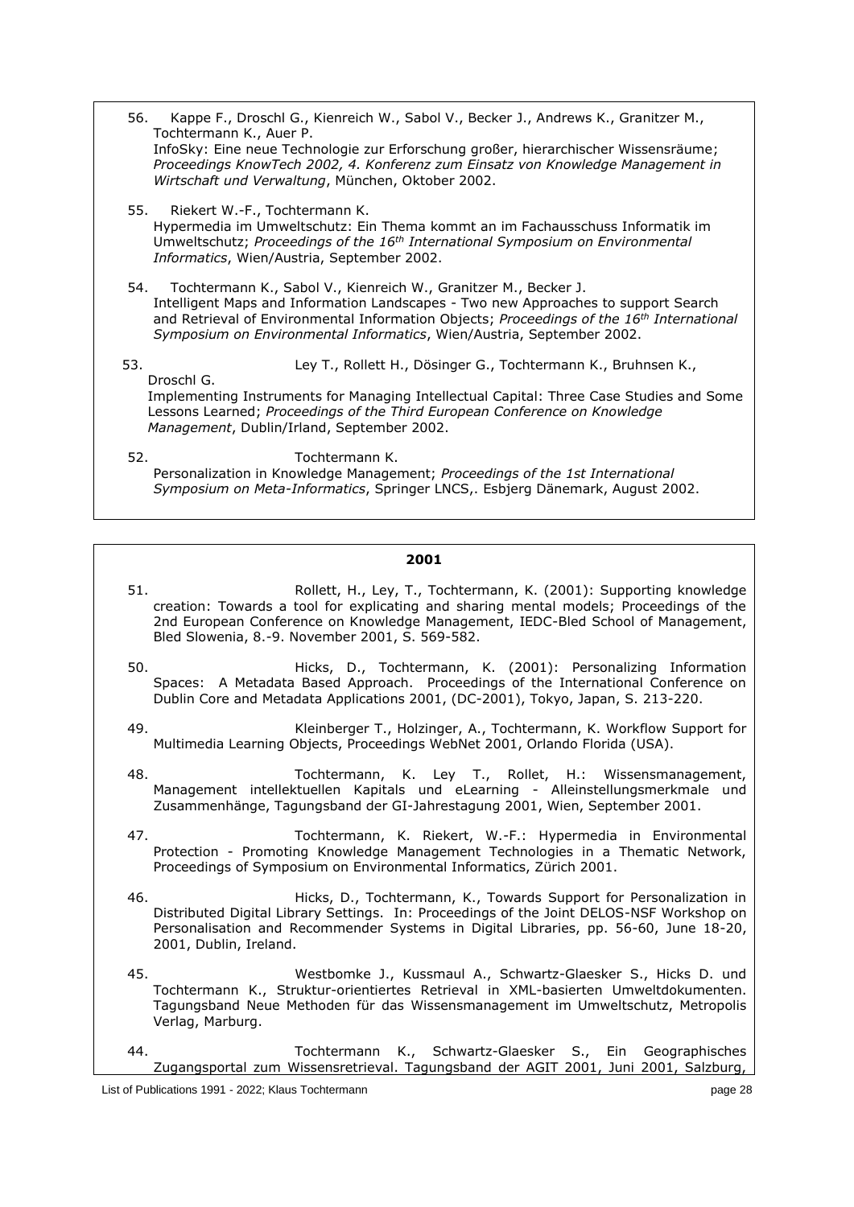56. Kappe F., Droschl G., Kienreich W., Sabol V., Becker J., Andrews K., Granitzer M., Tochtermann K., Auer P.
InfoSky: Eine neue Technologie zur Erforschung großer, hierarchischer Wissensräume; *Proceedings KnowTech 2002, 4. Konferenz zum Einsatz von Knowledge Management in Wirtschaft und Verwaltung*, München, Oktober 2002.

55. Riekert W.-F., Tochtermann K.
Hypermedia im Umweltschutz: Ein Thema kommt an im Fachausschuss Informatik im Umweltschutz; *Proceedings of the 16th International Symposium on Environmental Informatics*, Wien/Austria, September 2002.

54. Tochtermann K., Sabol V., Kienreich W., Granitzer M., Becker J.
Intelligent Maps and Information Landscapes - Two new Approaches to support Search and Retrieval of Environmental Information Objects; *Proceedings of the 16th International Symposium on Environmental Informatics*, Wien/Austria, September 2002.

53. Ley T., Rollett H., Dösinger G., Tochtermann K., Bruhnsen K., Droschl G.
Implementing Instruments for Managing Intellectual Capital: Three Case Studies and Some Lessons Learned; *Proceedings of the Third European Conference on Knowledge Management*, Dublin/Irland, September 2002.

52. Tochtermann K.
Personalization in Knowledge Management; *Proceedings of the 1st International Symposium on Meta-Informatics*, Springer LNCS,. Esbjerg Dänemark, August 2002.

## 2001

51. Rollett, H., Ley, T., Tochtermann, K. (2001): Supporting knowledge creation: Towards a tool for explicating and sharing mental models; Proceedings of the 2nd European Conference on Knowledge Management, IEDC-Bled School of Management, Bled Slowenia, 8.-9. November 2001, S. 569-582.

50. Hicks, D., Tochtermann, K. (2001): Personalizing Information Spaces: A Metadata Based Approach. Proceedings of the International Conference on Dublin Core and Metadata Applications 2001, (DC-2001), Tokyo, Japan, S. 213-220.

49. Kleinberger T., Holzinger, A., Tochtermann, K. Workflow Support for Multimedia Learning Objects, Proceedings WebNet 2001, Orlando Florida (USA).

48. Tochtermann, K. Ley T., Rollet, H.: Wissensmanagement, Management intellektuellen Kapitals und eLearning - Alleinstellungsmerkmale und Zusammenhänge, Tagungsband der GI-Jahrestagung 2001, Wien, September 2001.

47. Tochtermann, K. Riekert, W.-F.: Hypermedia in Environmental Protection - Promoting Knowledge Management Technologies in a Thematic Network, Proceedings of Symposium on Environmental Informatics, Zürich 2001.

46. Hicks, D., Tochtermann, K., Towards Support for Personalization in Distributed Digital Library Settings. In: Proceedings of the Joint DELOS-NSF Workshop on Personalisation and Recommender Systems in Digital Libraries, pp. 56-60, June 18-20, 2001, Dublin, Ireland.

45. Westbomke J., Kussmaul A., Schwartz-Glaesker S., Hicks D. und Tochtermann K., Struktur-orientiertes Retrieval in XML-basierten Umweltdokumenten. Tagungsband Neue Methoden für das Wissensmanagement im Umweltschutz, Metropolis Verlag, Marburg.

44. Tochtermann K., Schwartz-Glaesker S., Ein Geographisches Zugangsportal zum Wissensretrieval. Tagungsband der AGIT 2001, Juni 2001, Salzburg,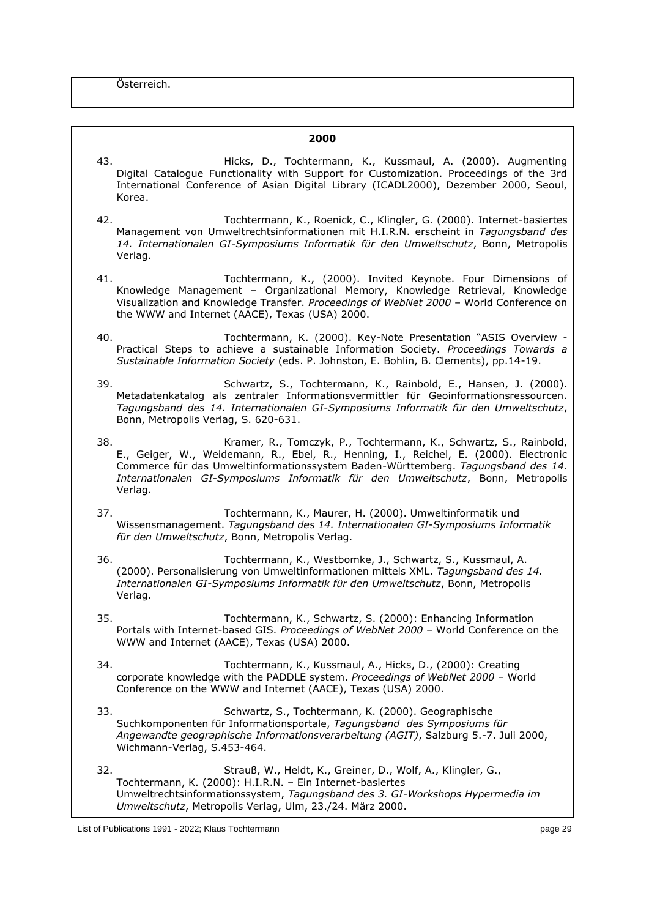Österreich.

**2000**

43. Hicks, D., Tochtermann, K., Kussmaul, A. (2000). Augmenting Digital Catalogue Functionality with Support for Customization. Proceedings of the 3rd International Conference of Asian Digital Library (ICADL2000), Dezember 2000, Seoul, Korea.

42. Tochtermann, K., Roenick, C., Klingler, G. (2000). Internet-basiertes Management von Umweltrechtsinformationen mit H.I.R.N. erscheint in *Tagungsband des 14. Internationalen GI-Symposiums Informatik für den Umweltschutz*, Bonn, Metropolis Verlag.

41. Tochtermann, K., (2000). Invited Keynote. Four Dimensions of Knowledge Management – Organizational Memory, Knowledge Retrieval, Knowledge Visualization and Knowledge Transfer. *Proceedings of WebNet 2000* – World Conference on the WWW and Internet (AACE), Texas (USA) 2000.

40. Tochtermann, K. (2000). Key-Note Presentation "ASIS Overview - Practical Steps to achieve a sustainable Information Society. *Proceedings Towards a Sustainable Information Society* (eds. P. Johnston, E. Bohlin, B. Clements), pp.14-19.

39. Schwartz, S., Tochtermann, K., Rainbold, E., Hansen, J. (2000). Metadatenkatalog als zentraler Informationsvermittler für Geoinformationsressourcen. *Tagungsband des 14. Internationalen GI-Symposiums Informatik für den Umweltschutz*, Bonn, Metropolis Verlag, S. 620-631.

38. Kramer, R., Tomczyk, P., Tochtermann, K., Schwartz, S., Rainbold, E., Geiger, W., Weidemann, R., Ebel, R., Henning, I., Reichel, E. (2000). Electronic Commerce für das Umweltinformationssystem Baden-Württemberg. *Tagungsband des 14. Internationalen GI-Symposiums Informatik für den Umweltschutz*, Bonn, Metropolis Verlag.

37. Tochtermann, K., Maurer, H. (2000). Umweltinformatik und Wissensmanagement. *Tagungsband des 14. Internationalen GI-Symposiums Informatik für den Umweltschutz*, Bonn, Metropolis Verlag.

36. Tochtermann, K., Westbomke, J., Schwartz, S., Kussmaul, A. (2000). Personalisierung von Umweltinformationen mittels XML. *Tagungsband des 14. Internationalen GI-Symposiums Informatik für den Umweltschutz*, Bonn, Metropolis Verlag.

35. Tochtermann, K., Schwartz, S. (2000): Enhancing Information Portals with Internet-based GIS. *Proceedings of WebNet 2000* – World Conference on the WWW and Internet (AACE), Texas (USA) 2000.

34. Tochtermann, K., Kussmaul, A., Hicks, D., (2000): Creating corporate knowledge with the PADDLE system. *Proceedings of WebNet 2000* – World Conference on the WWW and Internet (AACE), Texas (USA) 2000.

33. Schwartz, S., Tochtermann, K. (2000). Geographische Suchkomponenten für Informationsportale, *Tagungsband des Symposiums für Angewandte geographische Informationsverarbeitung (AGIT)*, Salzburg 5.-7. Juli 2000, Wichmann-Verlag, S.453-464.

32. Strauß, W., Heldt, K., Greiner, D., Wolf, A., Klingler, G., Tochtermann, K. (2000): H.I.R.N. – Ein Internet-basiertes Umweltrechtsinformationssystem, *Tagungsband des 3. GI-Workshops Hypermedia im Umweltschutz*, Metropolis Verlag, Ulm, 23./24. März 2000.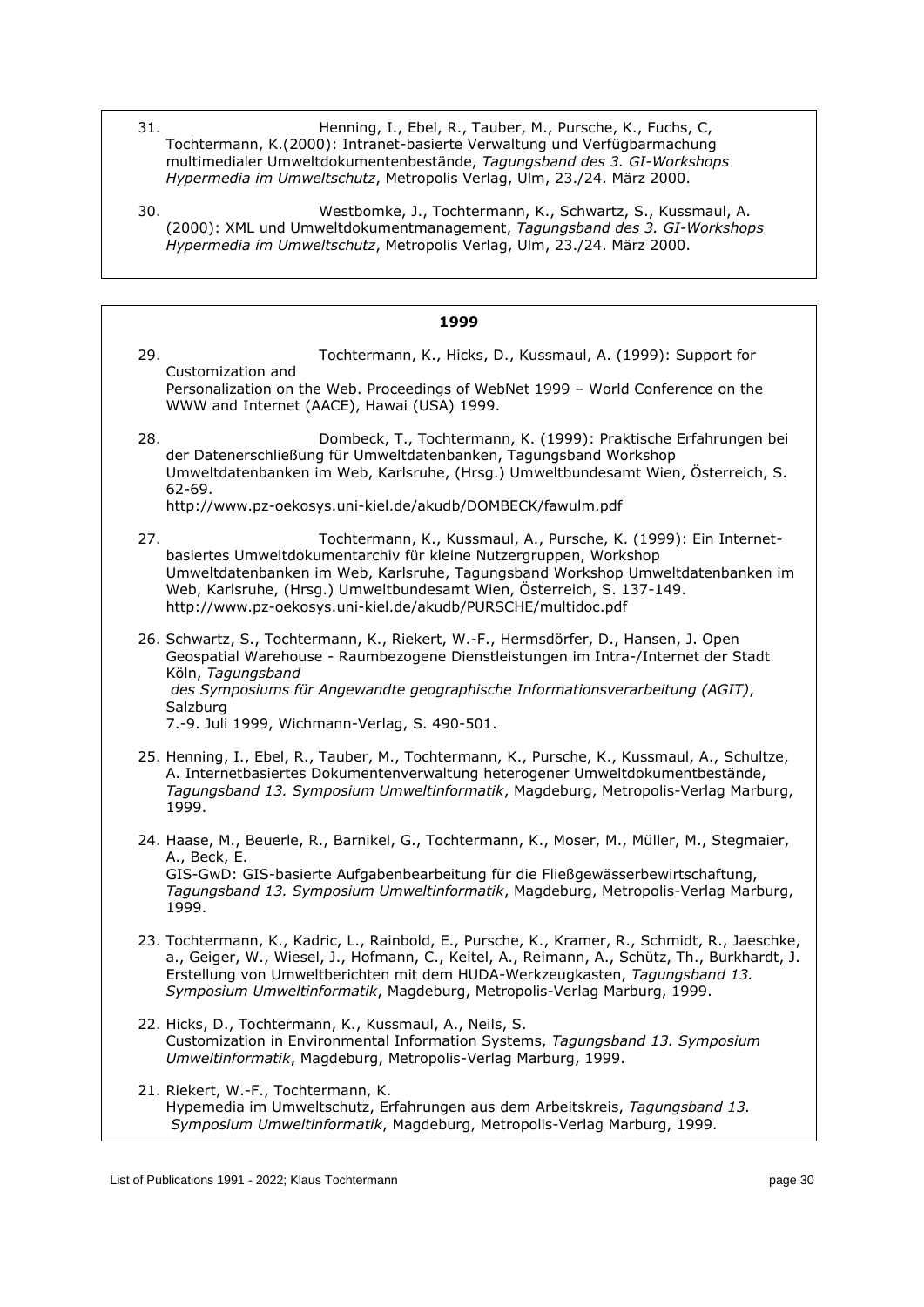31. Henning, I., Ebel, R., Tauber, M., Pursche, K., Fuchs, C, Tochtermann, K.(2000): Intranet-basierte Verwaltung und Verfügbarmachung multimedialer Umweltdokumentenbestände, *Tagungsband des 3. GI-Workshops Hypermedia im Umweltschutz*, Metropolis Verlag, Ulm, 23./24. März 2000.

30. Westbomke, J., Tochtermann, K., Schwartz, S., Kussmaul, A. (2000): XML und Umweltdokumentmanagement, *Tagungsband des 3. GI-Workshops Hypermedia im Umweltschutz*, Metropolis Verlag, Ulm, 23./24. März 2000.

## 1999

29. Tochtermann, K., Hicks, D., Kussmaul, A. (1999): Support for Customization and Personalization on the Web. Proceedings of WebNet 1999 – World Conference on the WWW and Internet (AACE), Hawai (USA) 1999.

28. Dombeck, T., Tochtermann, K. (1999): Praktische Erfahrungen bei der Datenerschließung für Umweltdatenbanken, Tagungsband Workshop Umweltdatenbanken im Web, Karlsruhe, (Hrsg.) Umweltbundesamt Wien, Österreich, S. 62-69.
http://www.pz-oekosys.uni-kiel.de/akudb/DOMBECK/fawulm.pdf

27. Tochtermann, K., Kussmaul, A., Pursche, K. (1999): Ein Internet-basiertes Umweltdokumentarchiv für kleine Nutzergruppen, Workshop Umweltdatenbanken im Web, Karlsruhe, Tagungsband Workshop Umweltdatenbanken im Web, Karlsruhe, (Hrsg.) Umweltbundesamt Wien, Österreich, S. 137-149.
http://www.pz-oekosys.uni-kiel.de/akudb/PURSCHE/multidoc.pdf

26. Schwartz, S., Tochtermann, K., Riekert, W.-F., Hermsdörfer, D., Hansen, J. Open Geospatial Warehouse - Raumbezogene Dienstleistungen im Intra-/Internet der Stadt Köln, *Tagungsband des Symposiums für Angewandte geographische Informationsverarbeitung (AGIT)*, Salzburg 7.-9. Juli 1999, Wichmann-Verlag, S. 490-501.

25. Henning, I., Ebel, R., Tauber, M., Tochtermann, K., Pursche, K., Kussmaul, A., Schultze, A. Internetbasiertes Dokumentenverwaltung heterogener Umweltdokumentbestände, *Tagungsband 13. Symposium Umweltinformatik*, Magdeburg, Metropolis-Verlag Marburg, 1999.

24. Haase, M., Beuerle, R., Barnikel, G., Tochtermann, K., Moser, M., Müller, M., Stegmaier, A., Beck, E.
GIS-GwD: GIS-basierte Aufgabenbearbeitung für die Fließgewässerbewirtschaftung, *Tagungsband 13. Symposium Umweltinformatik*, Magdeburg, Metropolis-Verlag Marburg, 1999.

23. Tochtermann, K., Kadric, L., Rainbold, E., Pursche, K., Kramer, R., Schmidt, R., Jaeschke, a., Geiger, W., Wiesel, J., Hofmann, C., Keitel, A., Reimann, A., Schütz, Th., Burkhardt, J. Erstellung von Umweltberichten mit dem HUDA-Werkzeugkasten, *Tagungsband 13. Symposium Umweltinformatik*, Magdeburg, Metropolis-Verlag Marburg, 1999.

22. Hicks, D., Tochtermann, K., Kussmaul, A., Neils, S.
Customization in Environmental Information Systems, *Tagungsband 13. Symposium Umweltinformatik*, Magdeburg, Metropolis-Verlag Marburg, 1999.

21. Riekert, W.-F., Tochtermann, K.
Hypemedia im Umweltschutz, Erfahrungen aus dem Arbeitskreis, *Tagungsband 13. Symposium Umweltinformatik*, Magdeburg, Metropolis-Verlag Marburg, 1999.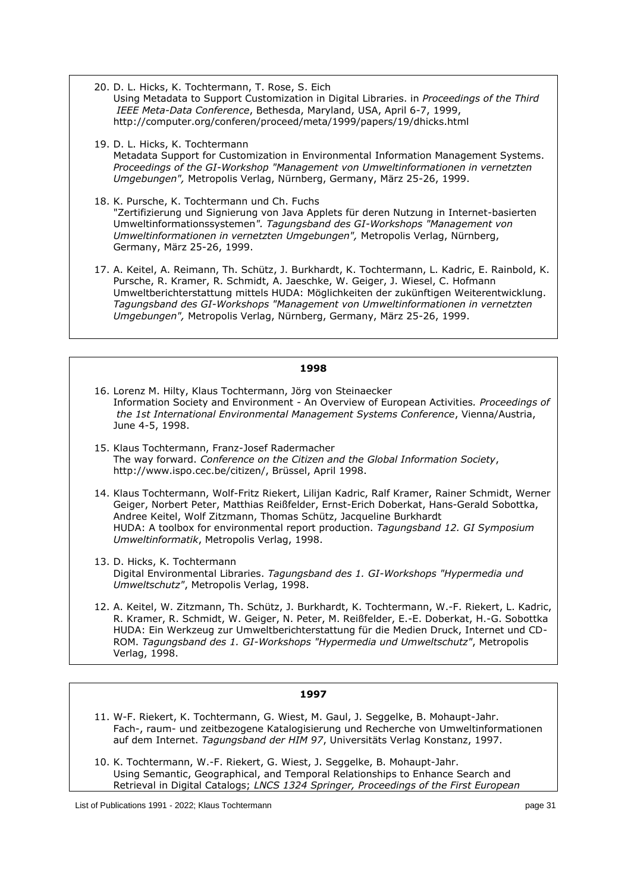20. D. L. Hicks, K. Tochtermann, T. Rose, S. Eich
    Using Metadata to Support Customization in Digital Libraries. in *Proceedings of the Third IEEE Meta-Data Conference*, Bethesda, Maryland, USA, April 6-7, 1999, http://computer.org/conferen/proceed/meta/1999/papers/19/dhicks.html

19. D. L. Hicks, K. Tochtermann
    Metadata Support for Customization in Environmental Information Management Systems. *Proceedings of the GI-Workshop "Management von Umweltinformationen in vernetzten Umgebungen",* Metropolis Verlag, Nürnberg, Germany, März 25-26, 1999.

18. K. Pursche, K. Tochtermann und Ch. Fuchs
    "Zertifizierung und Signierung von Java Applets für deren Nutzung in Internet-basierten Umweltinformationssystemen*". Tagungsband des GI-Workshops "Management von Umweltinformationen in vernetzten Umgebungen",* Metropolis Verlag, Nürnberg, Germany, März 25-26, 1999.

17. A. Keitel, A. Reimann, Th. Schütz, J. Burkhardt, K. Tochtermann, L. Kadric, E. Rainbold, K. Pursche, R. Kramer, R. Schmidt, A. Jaeschke, W. Geiger, J. Wiesel, C. Hofmann
    Umweltberichterstattung mittels HUDA: Möglichkeiten der zukünftigen Weiterentwicklung. *Tagungsband des GI-Workshops "Management von Umweltinformationen in vernetzten Umgebungen",* Metropolis Verlag, Nürnberg, Germany, März 25-26, 1999.

**1998**

16. Lorenz M. Hilty, Klaus Tochtermann, Jörg von Steinaecker
    Information Society and Environment - An Overview of European Activities*. Proceedings of the 1st International Environmental Management Systems Conference*, Vienna/Austria, June 4-5, 1998.

15. Klaus Tochtermann, Franz-Josef Radermacher
    The way forward. *Conference on the Citizen and the Global Information Society*, http://www.ispo.cec.be/citizen/, Brüssel, April 1998.

14. Klaus Tochtermann, Wolf-Fritz Riekert, Lilijan Kadric, Ralf Kramer, Rainer Schmidt, Werner Geiger, Norbert Peter, Matthias Reißfelder, Ernst-Erich Doberkat, Hans-Gerald Sobottka, Andree Keitel, Wolf Zitzmann, Thomas Schütz, Jacqueline Burkhardt
    HUDA: A toolbox for environmental report production. *Tagungsband 12. GI Symposium Umweltinformatik*, Metropolis Verlag, 1998.

13. D. Hicks, K. Tochtermann
    Digital Environmental Libraries. *Tagungsband des 1. GI-Workshops "Hypermedia und Umweltschutz"*, Metropolis Verlag, 1998.

12. A. Keitel, W. Zitzmann, Th. Schütz, J. Burkhardt, K. Tochtermann, W.-F. Riekert, L. Kadric, R. Kramer, R. Schmidt, W. Geiger, N. Peter, M. Reißfelder, E.-E. Doberkat, H.-G. Sobottka
    HUDA: Ein Werkzeug zur Umweltberichterstattung für die Medien Druck, Internet und CD-ROM. *Tagungsband des 1. GI-Workshops "Hypermedia und Umweltschutz"*, Metropolis Verlag, 1998.

**1997**

11. W-F. Riekert, K. Tochtermann, G. Wiest, M. Gaul, J. Seggelke, B. Mohaupt-Jahr.
    Fach-, raum- und zeitbezogene Katalogisierung und Recherche von Umweltinformationen auf dem Internet. *Tagungsband der HIM 97*, Universitäts Verlag Konstanz, 1997.

10. K. Tochtermann, W.-F. Riekert, G. Wiest, J. Seggelke, B. Mohaupt-Jahr.
    Using Semantic, Geographical, and Temporal Relationships to Enhance Search and Retrieval in Digital Catalogs; *LNCS 1324 Springer, Proceedings of the First European*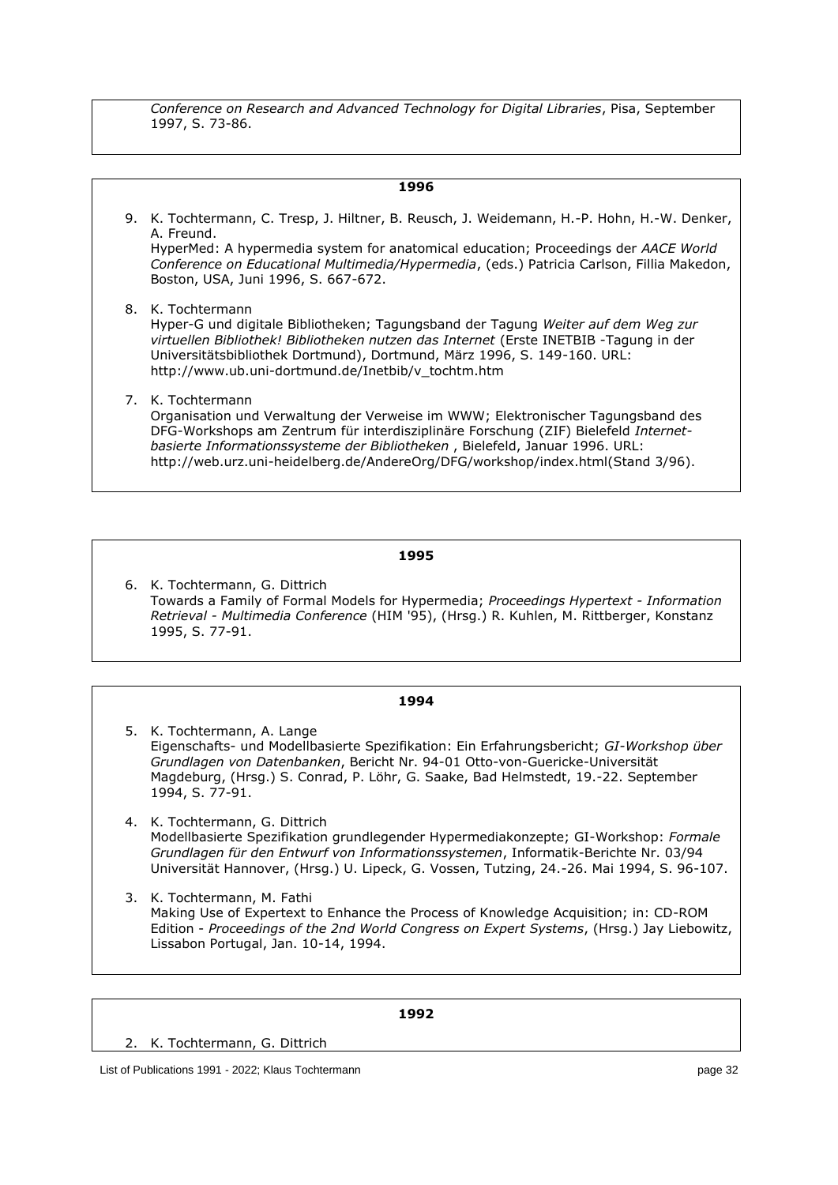*Conference on Research and Advanced Technology for Digital Libraries*, Pisa, September 1997, S. 73-86.

### 1996

9. K. Tochtermann, C. Tresp, J. Hiltner, B. Reusch, J. Weidemann, H.-P. Hohn, H.-W. Denker, A. Freund.
   HyperMed: A hypermedia system for anatomical education; Proceedings der *AACE World Conference on Educational Multimedia/Hypermedia*, (eds.) Patricia Carlson, Fillia Makedon, Boston, USA, Juni 1996, S. 667-672.

8. K. Tochtermann
   Hyper-G und digitale Bibliotheken; Tagungsband der Tagung *Weiter auf dem Weg zur virtuellen Bibliothek! Bibliotheken nutzen das Internet* (Erste INETBIB -Tagung in der Universitätsbibliothek Dortmund), Dortmund, März 1996, S. 149-160. URL: http://www.ub.uni-dortmund.de/Inetbib/v_tochtm.htm

7. K. Tochtermann
   Organisation und Verwaltung der Verweise im WWW; Elektronischer Tagungsband des DFG-Workshops am Zentrum für interdisziplinäre Forschung (ZIF) Bielefeld *Internet-basierte Informationssysteme der Bibliotheken* , Bielefeld, Januar 1996. URL: http://web.urz.uni-heidelberg.de/AndereOrg/DFG/workshop/index.html(Stand 3/96).

### 1995

6. K. Tochtermann, G. Dittrich
   Towards a Family of Formal Models for Hypermedia; *Proceedings Hypertext - Information Retrieval - Multimedia Conference* (HIM '95), (Hrsg.) R. Kuhlen, M. Rittberger, Konstanz 1995, S. 77-91.

### 1994

5. K. Tochtermann, A. Lange
   Eigenschafts- und Modellbasierte Spezifikation: Ein Erfahrungsbericht; *GI-Workshop über Grundlagen von Datenbanken*, Bericht Nr. 94-01 Otto-von-Guericke-Universität Magdeburg, (Hrsg.) S. Conrad, P. Löhr, G. Saake, Bad Helmstedt, 19.-22. September 1994, S. 77-91.

4. K. Tochtermann, G. Dittrich
   Modellbasierte Spezifikation grundlegender Hypermediakonzepte; GI-Workshop: *Formale Grundlagen für den Entwurf von Informationssystemen*, Informatik-Berichte Nr. 03/94 Universität Hannover, (Hrsg.) U. Lipeck, G. Vossen, Tutzing, 24.-26. Mai 1994, S. 96-107.

3. K. Tochtermann, M. Fathi
   Making Use of Expertext to Enhance the Process of Knowledge Acquisition; in: CD-ROM Edition - *Proceedings of the 2nd World Congress on Expert Systems*, (Hrsg.) Jay Liebowitz, Lissabon Portugal, Jan. 10-14, 1994.

### 1992

2. K. Tochtermann, G. Dittrich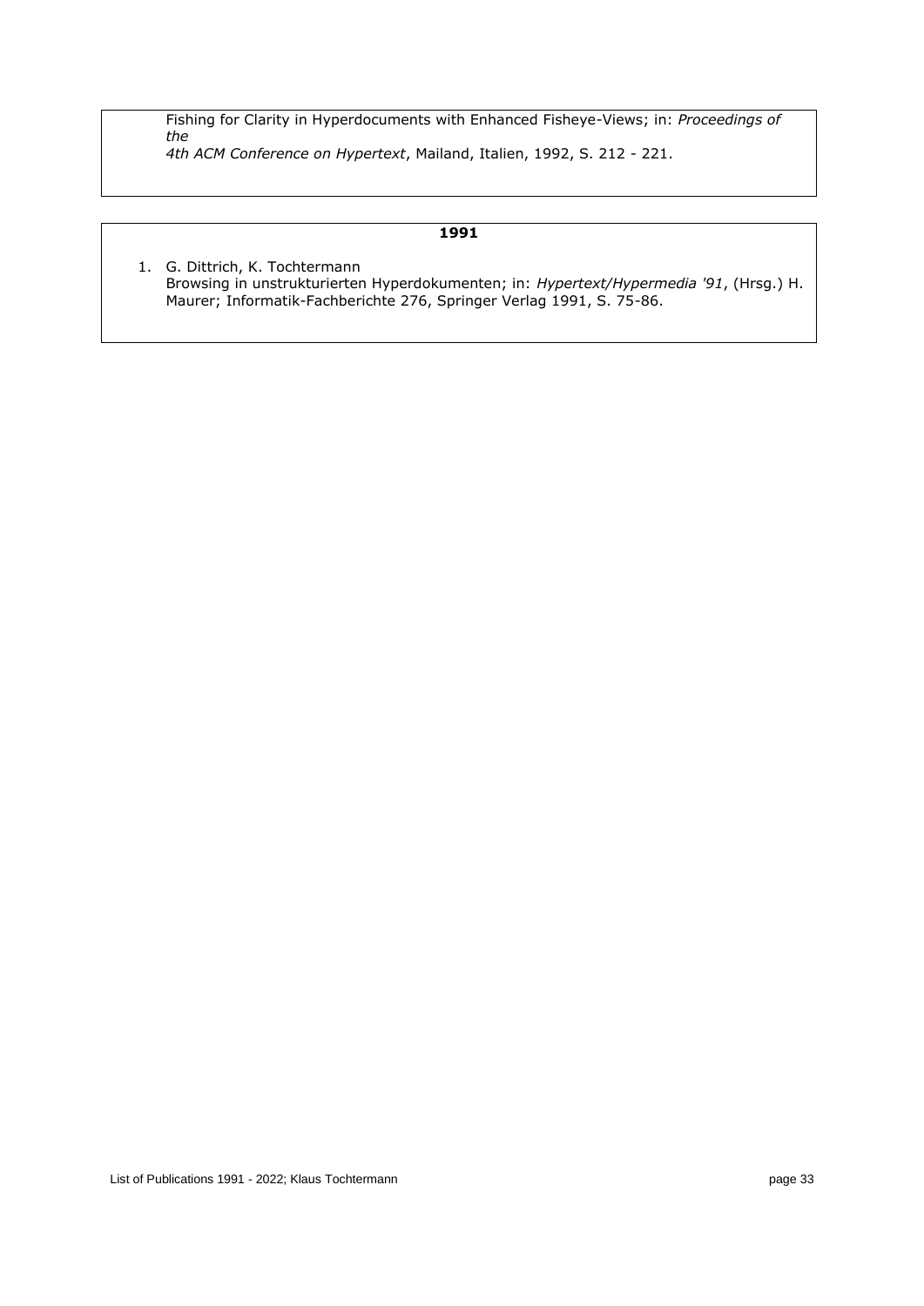Fishing for Clarity in Hyperdocuments with Enhanced Fisheye-Views; in: *Proceedings of the 4th ACM Conference on Hypertext*, Mailand, Italien, 1992, S. 212 - 221.

**1991**

1. G. Dittrich, K. Tochtermann
   Browsing in unstrukturierten Hyperdokumenten; in: *Hypertext/Hypermedia '91*, (Hrsg.) H. Maurer; Informatik-Fachberichte 276, Springer Verlag 1991, S. 75-86.